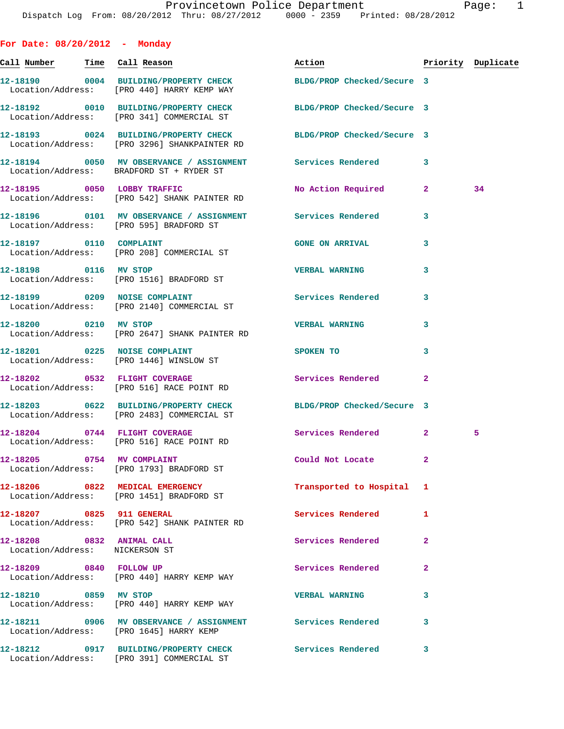**For Date: 08/20/2012 - Monday**

| Call Number | Time | Call Reason | Action | Priority | Duplicate |
|---|---|---|---|---|---|
| 12-18190 | 0004 | BUILDING/PROPERTY CHECK | BLDG/PROP Checked/Secure | 3 | |
| Location/Address: | | [PRO 440] HARRY KEMP WAY | | | |
| 12-18192 | 0010 | BUILDING/PROPERTY CHECK | BLDG/PROP Checked/Secure | 3 | |
| Location/Address: | | [PRO 341] COMMERCIAL ST | | | |
| 12-18193 | 0024 | BUILDING/PROPERTY CHECK | BLDG/PROP Checked/Secure | 3 | |
| Location/Address: | | [PRO 3296] SHANKPAINTER RD | | | |
| 12-18194 | 0050 | MV OBSERVANCE / ASSIGNMENT | Services Rendered | 3 | |
| Location/Address: | | BRADFORD ST + RYDER ST | | | |
| 12-18195 | 0050 | LOBBY TRAFFIC | No Action Required | 2 | 34 |
| Location/Address: | | [PRO 542] SHANK PAINTER RD | | | |
| 12-18196 | 0101 | MV OBSERVANCE / ASSIGNMENT | Services Rendered | 3 | |
| Location/Address: | | [PRO 595] BRADFORD ST | | | |
| 12-18197 | 0110 | COMPLAINT | GONE ON ARRIVAL | 3 | |
| Location/Address: | | [PRO 208] COMMERCIAL ST | | | |
| 12-18198 | 0116 | MV STOP | VERBAL WARNING | 3 | |
| Location/Address: | | [PRO 1516] BRADFORD ST | | | |
| 12-18199 | 0209 | NOISE COMPLAINT | Services Rendered | 3 | |
| Location/Address: | | [PRO 2140] COMMERCIAL ST | | | |
| 12-18200 | 0210 | MV STOP | VERBAL WARNING | 3 | |
| Location/Address: | | [PRO 2647] SHANK PAINTER RD | | | |
| 12-18201 | 0225 | NOISE COMPLAINT | SPOKEN TO | 3 | |
| Location/Address: | | [PRO 1446] WINSLOW ST | | | |
| 12-18202 | 0532 | FLIGHT COVERAGE | Services Rendered | 2 | |
| Location/Address: | | [PRO 516] RACE POINT RD | | | |
| 12-18203 | 0622 | BUILDING/PROPERTY CHECK | BLDG/PROP Checked/Secure | 3 | |
| Location/Address: | | [PRO 2483] COMMERCIAL ST | | | |
| 12-18204 | 0744 | FLIGHT COVERAGE | Services Rendered | 2 | 5 |
| Location/Address: | | [PRO 516] RACE POINT RD | | | |
| 12-18205 | 0754 | MV COMPLAINT | Could Not Locate | 2 | |
| Location/Address: | | [PRO 1793] BRADFORD ST | | | |
| 12-18206 | 0822 | MEDICAL EMERGENCY | Transported to Hospital | 1 | |
| Location/Address: | | [PRO 1451] BRADFORD ST | | | |
| 12-18207 | 0825 | 911 GENERAL | Services Rendered | 1 | |
| Location/Address: | | [PRO 542] SHANK PAINTER RD | | | |
| 12-18208 | 0832 | ANIMAL CALL | Services Rendered | 2 | |
| Location/Address: | | NICKERSON ST | | | |
| 12-18209 | 0840 | FOLLOW UP | Services Rendered | 2 | |
| Location/Address: | | [PRO 440] HARRY KEMP WAY | | | |
| 12-18210 | 0859 | MV STOP | VERBAL WARNING | 3 | |
| Location/Address: | | [PRO 440] HARRY KEMP WAY | | | |
| 12-18211 | 0906 | MV OBSERVANCE / ASSIGNMENT | Services Rendered | 3 | |
| Location/Address: | | [PRO 1645] HARRY KEMP | | | |
| 12-18212 | 0917 | BUILDING/PROPERTY CHECK | Services Rendered | 3 | |
| Location/Address: | | [PRO 391] COMMERCIAL ST | | | |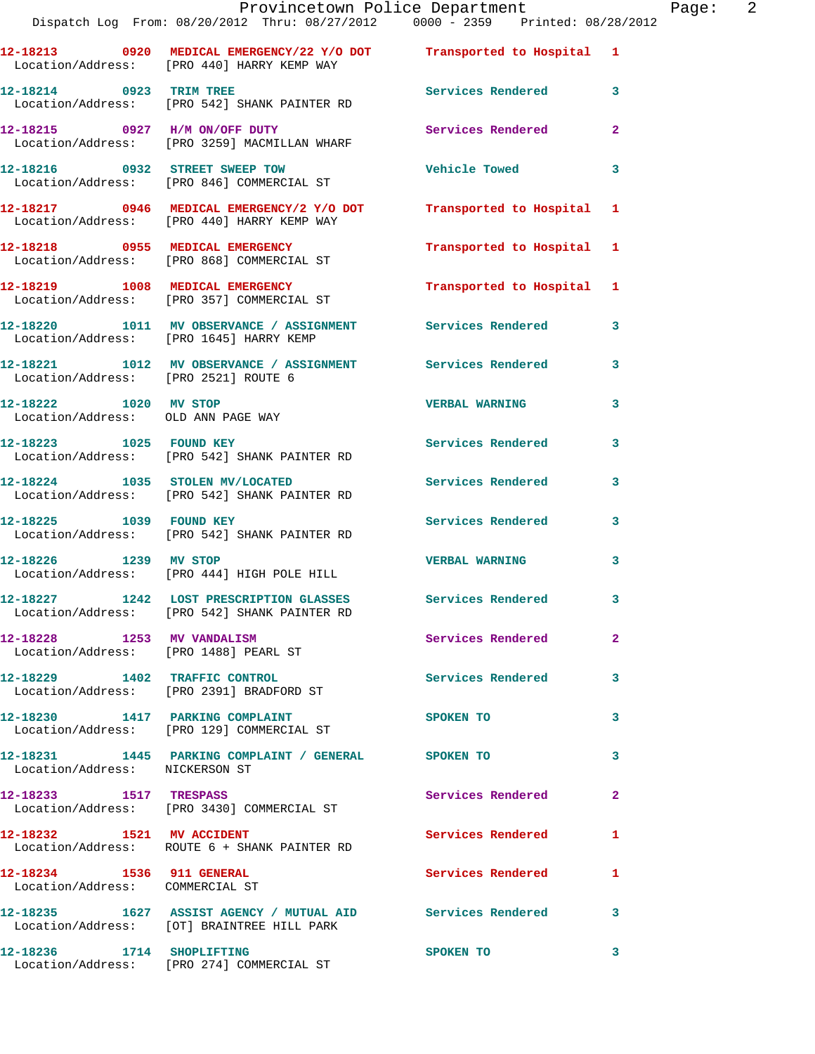12-18213 0920 MEDICAL EMERGENCY/22 Y/O DOT Transported to Hospital 1
Location/Address: [PRO 440] HARRY KEMP WAY

12-18214 0923 TRIM TREE Services Rendered 3
Location/Address: [PRO 542] SHANK PAINTER RD

12-18215 0927 H/M ON/OFF DUTY Services Rendered 2
Location/Address: [PRO 3259] MACMILLAN WHARF

12-18216 0932 STREET SWEEP TOW Vehicle Towed 3
Location/Address: [PRO 846] COMMERCIAL ST

12-18217 0946 MEDICAL EMERGENCY/2 Y/O DOT Transported to Hospital 1
Location/Address: [PRO 440] HARRY KEMP WAY

12-18218 0955 MEDICAL EMERGENCY Transported to Hospital 1
Location/Address: [PRO 868] COMMERCIAL ST

12-18219 1008 MEDICAL EMERGENCY Transported to Hospital 1
Location/Address: [PRO 357] COMMERCIAL ST

12-18220 1011 MV OBSERVANCE / ASSIGNMENT Services Rendered 3
Location/Address: [PRO 1645] HARRY KEMP

12-18221 1012 MV OBSERVANCE / ASSIGNMENT Services Rendered 3
Location/Address: [PRO 2521] ROUTE 6

12-18222 1020 MV STOP VERBAL WARNING 3
Location/Address: OLD ANN PAGE WAY

12-18223 1025 FOUND KEY Services Rendered 3
Location/Address: [PRO 542] SHANK PAINTER RD

12-18224 1035 STOLEN MV/LOCATED Services Rendered 3
Location/Address: [PRO 542] SHANK PAINTER RD

12-18225 1039 FOUND KEY Services Rendered 3
Location/Address: [PRO 542] SHANK PAINTER RD

12-18226 1239 MV STOP VERBAL WARNING 3
Location/Address: [PRO 444] HIGH POLE HILL

12-18227 1242 LOST PRESCRIPTION GLASSES Services Rendered 3
Location/Address: [PRO 542] SHANK PAINTER RD

12-18228 1253 MV VANDALISM Services Rendered 2
Location/Address: [PRO 1488] PEARL ST

12-18229 1402 TRAFFIC CONTROL Services Rendered 3
Location/Address: [PRO 2391] BRADFORD ST

12-18230 1417 PARKING COMPLAINT SPOKEN TO 3
Location/Address: [PRO 129] COMMERCIAL ST

12-18231 1445 PARKING COMPLAINT / GENERAL SPOKEN TO 3
Location/Address: NICKERSON ST

12-18233 1517 TRESPASS Services Rendered 2
Location/Address: [PRO 3430] COMMERCIAL ST

12-18232 1521 MV ACCIDENT Services Rendered 1
Location/Address: ROUTE 6 + SHANK PAINTER RD

12-18234 1536 911 GENERAL Services Rendered 1
Location/Address: COMMERCIAL ST

12-18235 1627 ASSIST AGENCY / MUTUAL AID Services Rendered 3
Location/Address: [OT] BRAINTREE HILL PARK

12-18236 1714 SHOPLIFTING SPOKEN TO 3
Location/Address: [PRO 274] COMMERCIAL ST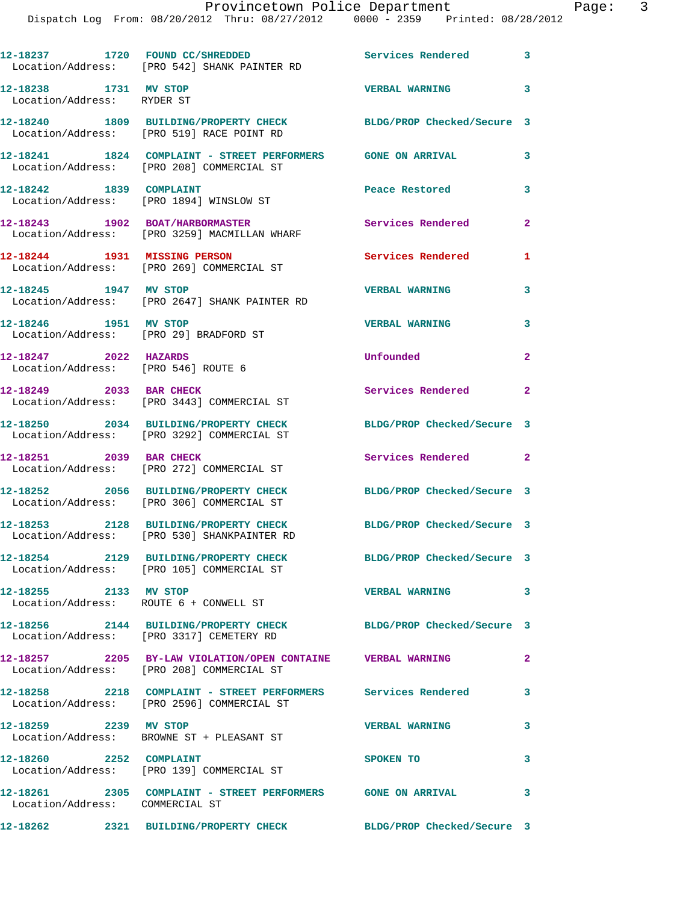| Call Number | Time | Call Reason | Action | Priority |
|---|---|---|---|---|
| 12-18237 | 1720 | FOUND CC/SHREDDED | Services Rendered | 3 |
| Location/Address: [PRO 542] SHANK PAINTER RD | | | | |
| 12-18238 | 1731 | MV STOP | VERBAL WARNING | 3 |
| Location/Address: RYDER ST | | | | |
| 12-18240 | 1809 | BUILDING/PROPERTY CHECK | BLDG/PROP Checked/Secure | 3 |
| Location/Address: [PRO 519] RACE POINT RD | | | | |
| 12-18241 | 1824 | COMPLAINT - STREET PERFORMERS | GONE ON ARRIVAL | 3 |
| Location/Address: [PRO 208] COMMERCIAL ST | | | | |
| 12-18242 | 1839 | COMPLAINT | Peace Restored | 3 |
| Location/Address: [PRO 1894] WINSLOW ST | | | | |
| 12-18243 | 1902 | BOAT/HARBORMASTER | Services Rendered | 2 |
| Location/Address: [PRO 3259] MACMILLAN WHARF | | | | |
| 12-18244 | 1931 | MISSING PERSON | Services Rendered | 1 |
| Location/Address: [PRO 269] COMMERCIAL ST | | | | |
| 12-18245 | 1947 | MV STOP | VERBAL WARNING | 3 |
| Location/Address: [PRO 2647] SHANK PAINTER RD | | | | |
| 12-18246 | 1951 | MV STOP | VERBAL WARNING | 3 |
| Location/Address: [PRO 29] BRADFORD ST | | | | |
| 12-18247 | 2022 | HAZARDS | Unfounded | 2 |
| Location/Address: [PRO 546] ROUTE 6 | | | | |
| 12-18249 | 2033 | BAR CHECK | Services Rendered | 2 |
| Location/Address: [PRO 3443] COMMERCIAL ST | | | | |
| 12-18250 | 2034 | BUILDING/PROPERTY CHECK | BLDG/PROP Checked/Secure | 3 |
| Location/Address: [PRO 3292] COMMERCIAL ST | | | | |
| 12-18251 | 2039 | BAR CHECK | Services Rendered | 2 |
| Location/Address: [PRO 272] COMMERCIAL ST | | | | |
| 12-18252 | 2056 | BUILDING/PROPERTY CHECK | BLDG/PROP Checked/Secure | 3 |
| Location/Address: [PRO 306] COMMERCIAL ST | | | | |
| 12-18253 | 2128 | BUILDING/PROPERTY CHECK | BLDG/PROP Checked/Secure | 3 |
| Location/Address: [PRO 530] SHANKPAINTER RD | | | | |
| 12-18254 | 2129 | BUILDING/PROPERTY CHECK | BLDG/PROP Checked/Secure | 3 |
| Location/Address: [PRO 105] COMMERCIAL ST | | | | |
| 12-18255 | 2133 | MV STOP | VERBAL WARNING | 3 |
| Location/Address: ROUTE 6 + CONWELL ST | | | | |
| 12-18256 | 2144 | BUILDING/PROPERTY CHECK | BLDG/PROP Checked/Secure | 3 |
| Location/Address: [PRO 3317] CEMETERY RD | | | | |
| 12-18257 | 2205 | BY-LAW VIOLATION/OPEN CONTAINE | VERBAL WARNING | 2 |
| Location/Address: [PRO 208] COMMERCIAL ST | | | | |
| 12-18258 | 2218 | COMPLAINT - STREET PERFORMERS | Services Rendered | 3 |
| Location/Address: [PRO 2596] COMMERCIAL ST | | | | |
| 12-18259 | 2239 | MV STOP | VERBAL WARNING | 3 |
| Location/Address: BROWNE ST + PLEASANT ST | | | | |
| 12-18260 | 2252 | COMPLAINT | SPOKEN TO | 3 |
| Location/Address: [PRO 139] COMMERCIAL ST | | | | |
| 12-18261 | 2305 | COMPLAINT - STREET PERFORMERS | GONE ON ARRIVAL | 3 |
| Location/Address: COMMERCIAL ST | | | | |
| 12-18262 | 2321 | BUILDING/PROPERTY CHECK | BLDG/PROP Checked/Secure | 3 |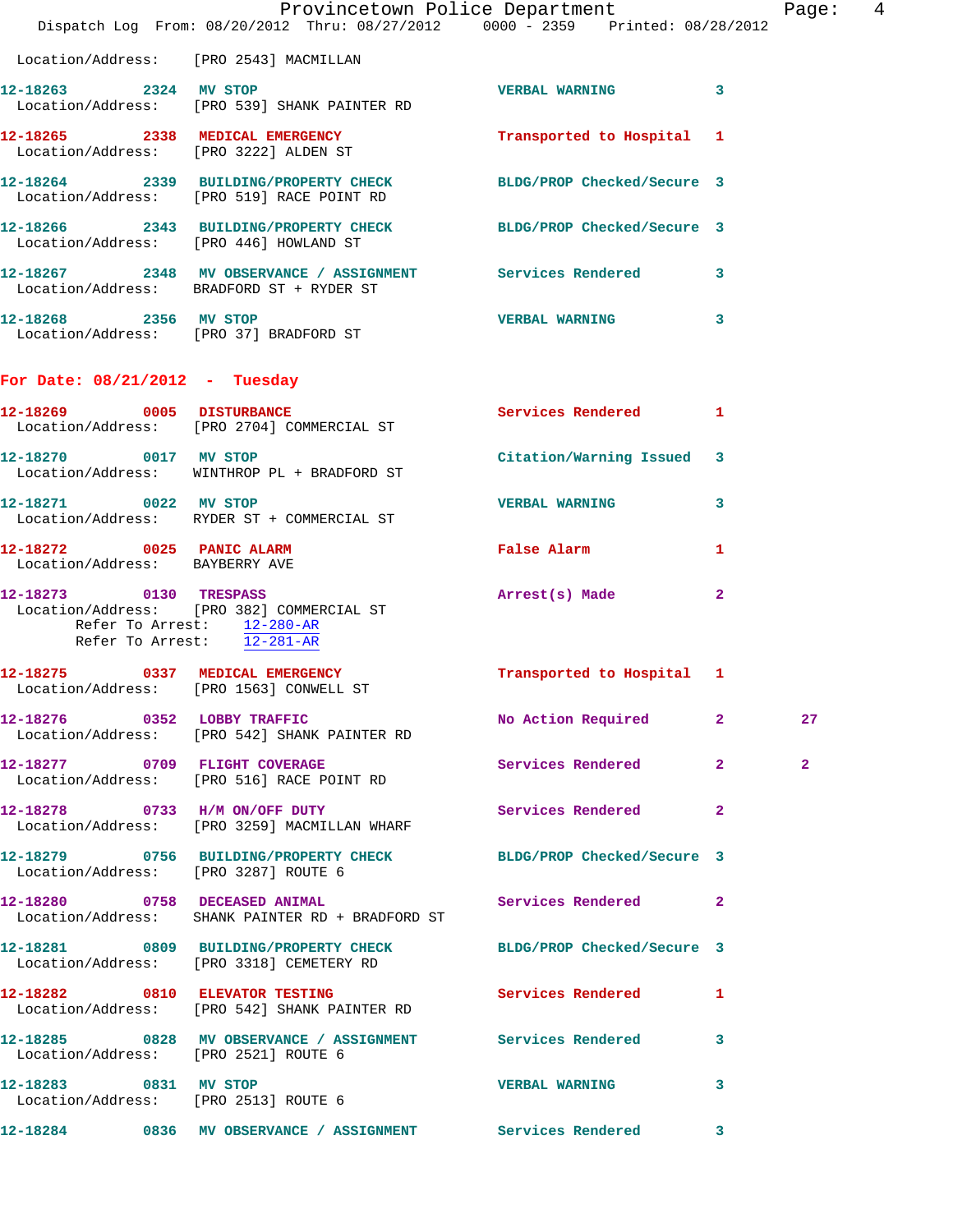Location/Address: [PRO 2543] MACMILLAN

12-18263 2324 MV STOP VERBAL WARNING 3
Location/Address: [PRO 539] SHANK PAINTER RD

12-18265 2338 MEDICAL EMERGENCY Transported to Hospital 1
Location/Address: [PRO 3222] ALDEN ST

12-18264 2339 BUILDING/PROPERTY CHECK BLDG/PROP Checked/Secure 3
Location/Address: [PRO 519] RACE POINT RD

12-18266 2343 BUILDING/PROPERTY CHECK BLDG/PROP Checked/Secure 3
Location/Address: [PRO 446] HOWLAND ST

12-18267 2348 MV OBSERVANCE / ASSIGNMENT Services Rendered 3
Location/Address: BRADFORD ST + RYDER ST

12-18268 2356 MV STOP VERBAL WARNING 3
Location/Address: [PRO 37] BRADFORD ST

## For Date: 08/21/2012 - Tuesday

12-18269 0005 DISTURBANCE Services Rendered 1
Location/Address: [PRO 2704] COMMERCIAL ST

12-18270 0017 MV STOP Citation/Warning Issued 3
Location/Address: WINTHROP PL + BRADFORD ST

12-18271 0022 MV STOP VERBAL WARNING 3
Location/Address: RYDER ST + COMMERCIAL ST

12-18272 0025 PANIC ALARM False Alarm 1
Location/Address: BAYBERRY AVE

12-18273 0130 TRESPASS Arrest(s) Made 2
Location/Address: [PRO 382] COMMERCIAL ST
Refer To Arrest: 12-280-AR
Refer To Arrest: 12-281-AR

12-18275 0337 MEDICAL EMERGENCY Transported to Hospital 1
Location/Address: [PRO 1563] CONWELL ST

12-18276 0352 LOBBY TRAFFIC No Action Required 2 27
Location/Address: [PRO 542] SHANK PAINTER RD

12-18277 0709 FLIGHT COVERAGE Services Rendered 2 2
Location/Address: [PRO 516] RACE POINT RD

12-18278 0733 H/M ON/OFF DUTY Services Rendered 2
Location/Address: [PRO 3259] MACMILLAN WHARF

12-18279 0756 BUILDING/PROPERTY CHECK BLDG/PROP Checked/Secure 3
Location/Address: [PRO 3287] ROUTE 6

12-18280 0758 DECEASED ANIMAL Services Rendered 2
Location/Address: SHANK PAINTER RD + BRADFORD ST

12-18281 0809 BUILDING/PROPERTY CHECK BLDG/PROP Checked/Secure 3
Location/Address: [PRO 3318] CEMETERY RD

12-18282 0810 ELEVATOR TESTING Services Rendered 1
Location/Address: [PRO 542] SHANK PAINTER RD

12-18285 0828 MV OBSERVANCE / ASSIGNMENT Services Rendered 3
Location/Address: [PRO 2521] ROUTE 6

12-18283 0831 MV STOP VERBAL WARNING 3
Location/Address: [PRO 2513] ROUTE 6

12-18284 0836 MV OBSERVANCE / ASSIGNMENT Services Rendered 3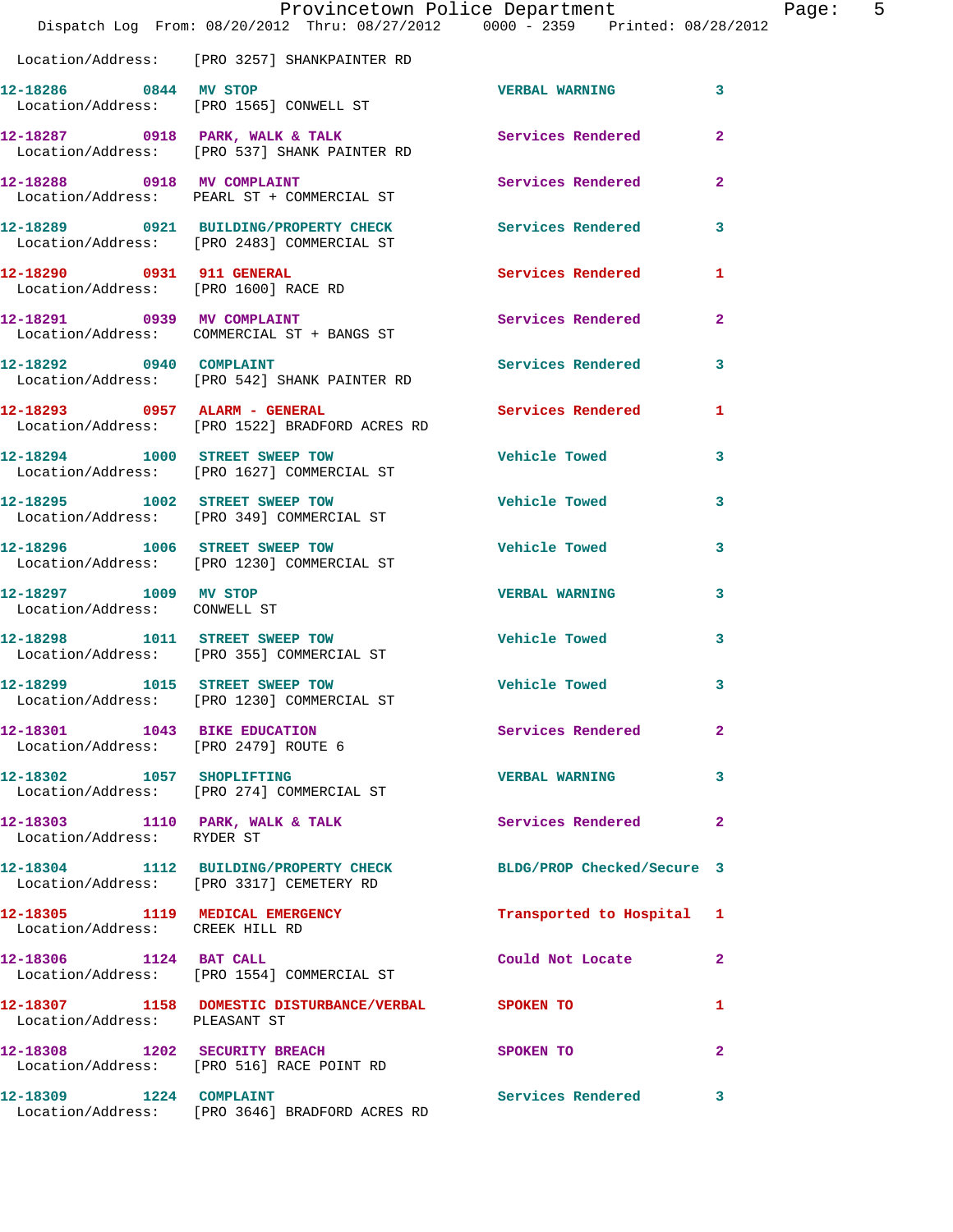Location/Address: [PRO 3257] SHANKPAINTER RD

12-18286 0844 MV STOP VERBAL WARNING 3
Location/Address: [PRO 1565] CONWELL ST

12-18287 0918 PARK, WALK & TALK Services Rendered 2
Location/Address: [PRO 537] SHANK PAINTER RD

12-18288 0918 MV COMPLAINT Services Rendered 2
Location/Address: PEARL ST + COMMERCIAL ST

12-18289 0921 BUILDING/PROPERTY CHECK Services Rendered 3
Location/Address: [PRO 2483] COMMERCIAL ST

12-18290 0931 911 GENERAL Services Rendered 1
Location/Address: [PRO 1600] RACE RD

12-18291 0939 MV COMPLAINT Services Rendered 2
Location/Address: COMMERCIAL ST + BANGS ST

12-18292 0940 COMPLAINT Services Rendered 3
Location/Address: [PRO 542] SHANK PAINTER RD

12-18293 0957 ALARM - GENERAL Services Rendered 1
Location/Address: [PRO 1522] BRADFORD ACRES RD

12-18294 1000 STREET SWEEP TOW Vehicle Towed 3
Location/Address: [PRO 1627] COMMERCIAL ST

12-18295 1002 STREET SWEEP TOW Vehicle Towed 3
Location/Address: [PRO 349] COMMERCIAL ST

12-18296 1006 STREET SWEEP TOW Vehicle Towed 3
Location/Address: [PRO 1230] COMMERCIAL ST

12-18297 1009 MV STOP VERBAL WARNING 3
Location/Address: CONWELL ST

12-18298 1011 STREET SWEEP TOW Vehicle Towed 3
Location/Address: [PRO 355] COMMERCIAL ST

12-18299 1015 STREET SWEEP TOW Vehicle Towed 3
Location/Address: [PRO 1230] COMMERCIAL ST

12-18301 1043 BIKE EDUCATION Services Rendered 2
Location/Address: [PRO 2479] ROUTE 6

12-18302 1057 SHOPLIFTING VERBAL WARNING 3
Location/Address: [PRO 274] COMMERCIAL ST

12-18303 1110 PARK, WALK & TALK Services Rendered 2
Location/Address: RYDER ST

12-18304 1112 BUILDING/PROPERTY CHECK BLDG/PROP Checked/Secure 3
Location/Address: [PRO 3317] CEMETERY RD

12-18305 1119 MEDICAL EMERGENCY Transported to Hospital 1
Location/Address: CREEK HILL RD

12-18306 1124 BAT CALL Could Not Locate 2
Location/Address: [PRO 1554] COMMERCIAL ST

12-18307 1158 DOMESTIC DISTURBANCE/VERBAL SPOKEN TO 1
Location/Address: PLEASANT ST

12-18308 1202 SECURITY BREACH SPOKEN TO 2
Location/Address: [PRO 516] RACE POINT RD

12-18309 1224 COMPLAINT Services Rendered 3
Location/Address: [PRO 3646] BRADFORD ACRES RD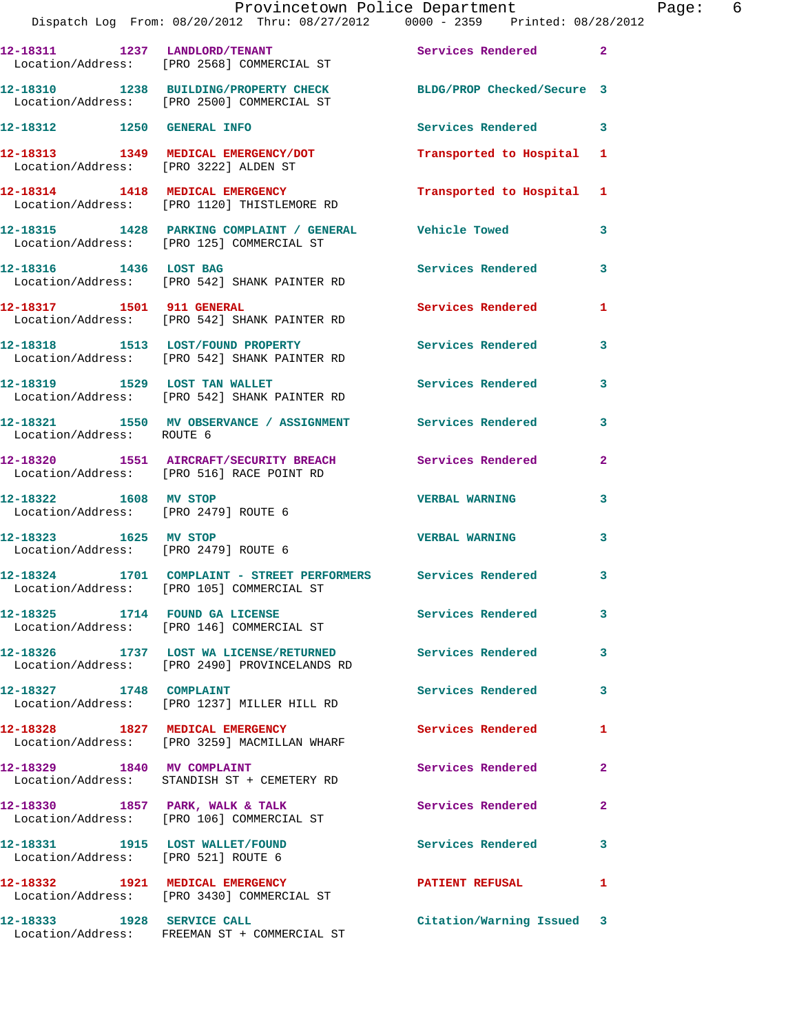| Call # | Time | Nature | Disposition | Priority |
|---|---|---|---|---|
| 12-18311 | 1237 | LANDLORD/TENANT | Services Rendered | 2 |
| Location/Address: | | [PRO 2568] COMMERCIAL ST | | |
| 12-18310 | 1238 | BUILDING/PROPERTY CHECK | BLDG/PROP Checked/Secure | 3 |
| Location/Address: | | [PRO 2500] COMMERCIAL ST | | |
| 12-18312 | 1250 | GENERAL INFO | Services Rendered | 3 |
| 12-18313 | 1349 | MEDICAL EMERGENCY/DOT | Transported to Hospital | 1 |
| Location/Address: | | [PRO 3222] ALDEN ST | | |
| 12-18314 | 1418 | MEDICAL EMERGENCY | Transported to Hospital | 1 |
| Location/Address: | | [PRO 1120] THISTLEMORE RD | | |
| 12-18315 | 1428 | PARKING COMPLAINT / GENERAL | Vehicle Towed | 3 |
| Location/Address: | | [PRO 125] COMMERCIAL ST | | |
| 12-18316 | 1436 | LOST BAG | Services Rendered | 3 |
| Location/Address: | | [PRO 542] SHANK PAINTER RD | | |
| 12-18317 | 1501 | 911 GENERAL | Services Rendered | 1 |
| Location/Address: | | [PRO 542] SHANK PAINTER RD | | |
| 12-18318 | 1513 | LOST/FOUND PROPERTY | Services Rendered | 3 |
| Location/Address: | | [PRO 542] SHANK PAINTER RD | | |
| 12-18319 | 1529 | LOST TAN WALLET | Services Rendered | 3 |
| Location/Address: | | [PRO 542] SHANK PAINTER RD | | |
| 12-18321 | 1550 | MV OBSERVANCE / ASSIGNMENT | Services Rendered | 3 |
| Location/Address: | | ROUTE 6 | | |
| 12-18320 | 1551 | AIRCRAFT/SECURITY BREACH | Services Rendered | 2 |
| Location/Address: | | [PRO 516] RACE POINT RD | | |
| 12-18322 | 1608 | MV STOP | VERBAL WARNING | 3 |
| Location/Address: | | [PRO 2479] ROUTE 6 | | |
| 12-18323 | 1625 | MV STOP | VERBAL WARNING | 3 |
| Location/Address: | | [PRO 2479] ROUTE 6 | | |
| 12-18324 | 1701 | COMPLAINT - STREET PERFORMERS | Services Rendered | 3 |
| Location/Address: | | [PRO 105] COMMERCIAL ST | | |
| 12-18325 | 1714 | FOUND GA LICENSE | Services Rendered | 3 |
| Location/Address: | | [PRO 146] COMMERCIAL ST | | |
| 12-18326 | 1737 | LOST WA LICENSE/RETURNED | Services Rendered | 3 |
| Location/Address: | | [PRO 2490] PROVINCELANDS RD | | |
| 12-18327 | 1748 | COMPLAINT | Services Rendered | 3 |
| Location/Address: | | [PRO 1237] MILLER HILL RD | | |
| 12-18328 | 1827 | MEDICAL EMERGENCY | Services Rendered | 1 |
| Location/Address: | | [PRO 3259] MACMILLAN WHARF | | |
| 12-18329 | 1840 | MV COMPLAINT | Services Rendered | 2 |
| Location/Address: | | STANDISH ST + CEMETERY RD | | |
| 12-18330 | 1857 | PARK, WALK & TALK | Services Rendered | 2 |
| Location/Address: | | [PRO 106] COMMERCIAL ST | | |
| 12-18331 | 1915 | LOST WALLET/FOUND | Services Rendered | 3 |
| Location/Address: | | [PRO 521] ROUTE 6 | | |
| 12-18332 | 1921 | MEDICAL EMERGENCY | PATIENT REFUSAL | 1 |
| Location/Address: | | [PRO 3430] COMMERCIAL ST | | |
| 12-18333 | 1928 | SERVICE CALL | Citation/Warning Issued | 3 |
| Location/Address: | | FREEMAN ST + COMMERCIAL ST | | |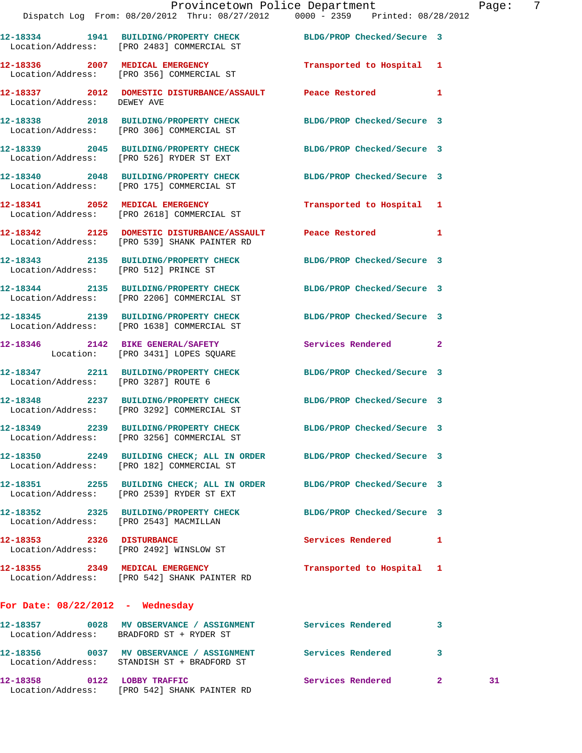12-18334 1941 BUILDING/PROPERTY CHECK BLDG/PROP Checked/Secure 3
Location/Address: [PRO 2483] COMMERCIAL ST

12-18336 2007 MEDICAL EMERGENCY Transported to Hospital 1
Location/Address: [PRO 356] COMMERCIAL ST

12-18337 2012 DOMESTIC DISTURBANCE/ASSAULT Peace Restored 1
Location/Address: DEWEY AVE

12-18338 2018 BUILDING/PROPERTY CHECK BLDG/PROP Checked/Secure 3
Location/Address: [PRO 306] COMMERCIAL ST

12-18339 2045 BUILDING/PROPERTY CHECK BLDG/PROP Checked/Secure 3
Location/Address: [PRO 526] RYDER ST EXT

12-18340 2048 BUILDING/PROPERTY CHECK BLDG/PROP Checked/Secure 3
Location/Address: [PRO 175] COMMERCIAL ST

12-18341 2052 MEDICAL EMERGENCY Transported to Hospital 1
Location/Address: [PRO 2618] COMMERCIAL ST

12-18342 2125 DOMESTIC DISTURBANCE/ASSAULT Peace Restored 1
Location/Address: [PRO 539] SHANK PAINTER RD

12-18343 2135 BUILDING/PROPERTY CHECK BLDG/PROP Checked/Secure 3
Location/Address: [PRO 512] PRINCE ST

12-18344 2135 BUILDING/PROPERTY CHECK BLDG/PROP Checked/Secure 3
Location/Address: [PRO 2206] COMMERCIAL ST

12-18345 2139 BUILDING/PROPERTY CHECK BLDG/PROP Checked/Secure 3
Location/Address: [PRO 1638] COMMERCIAL ST

12-18346 2142 BIKE GENERAL/SAFETY Services Rendered 2
Location: [PRO 3431] LOPES SQUARE

12-18347 2211 BUILDING/PROPERTY CHECK BLDG/PROP Checked/Secure 3
Location/Address: [PRO 3287] ROUTE 6

12-18348 2237 BUILDING/PROPERTY CHECK BLDG/PROP Checked/Secure 3
Location/Address: [PRO 3292] COMMERCIAL ST

12-18349 2239 BUILDING/PROPERTY CHECK BLDG/PROP Checked/Secure 3
Location/Address: [PRO 3256] COMMERCIAL ST

12-18350 2249 BUILDING CHECK; ALL IN ORDER BLDG/PROP Checked/Secure 3
Location/Address: [PRO 182] COMMERCIAL ST

12-18351 2255 BUILDING CHECK; ALL IN ORDER BLDG/PROP Checked/Secure 3
Location/Address: [PRO 2539] RYDER ST EXT

12-18352 2325 BUILDING/PROPERTY CHECK BLDG/PROP Checked/Secure 3
Location/Address: [PRO 2543] MACMILLAN

12-18353 2326 DISTURBANCE Services Rendered 1
Location/Address: [PRO 2492] WINSLOW ST

12-18355 2349 MEDICAL EMERGENCY Transported to Hospital 1
Location/Address: [PRO 542] SHANK PAINTER RD

## For Date: 08/22/2012 - Wednesday

12-18357 0028 MV OBSERVANCE / ASSIGNMENT Services Rendered 3
Location/Address: BRADFORD ST + RYDER ST

12-18356 0037 MV OBSERVANCE / ASSIGNMENT Services Rendered 3
Location/Address: STANDISH ST + BRADFORD ST

12-18358 0122 LOBBY TRAFFIC Services Rendered 2 31
Location/Address: [PRO 542] SHANK PAINTER RD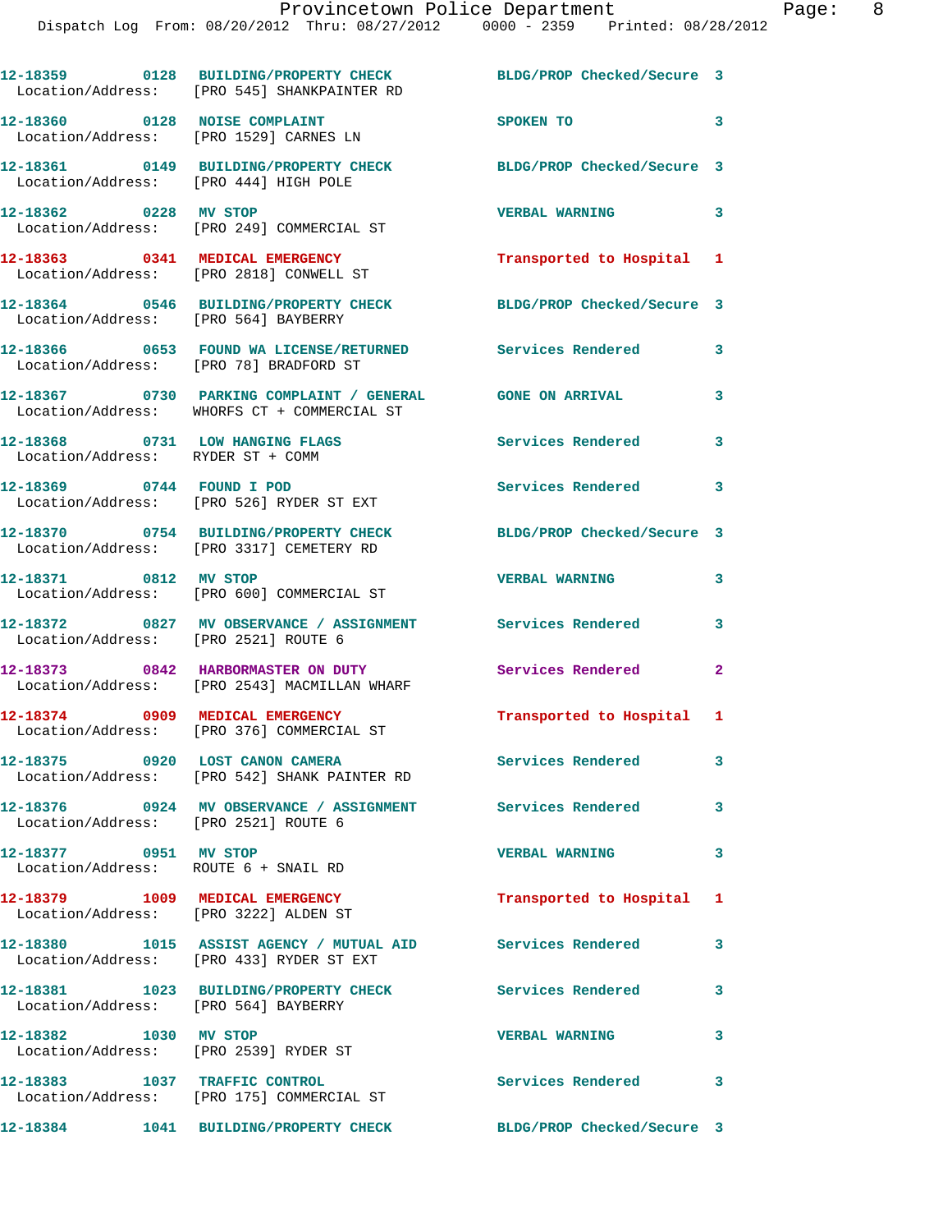12-18359 0128 BUILDING/PROPERTY CHECK BLDG/PROP Checked/Secure 3
Location/Address: [PRO 545] SHANKPAINTER RD

12-18360 0128 NOISE COMPLAINT SPOKEN TO 3
Location/Address: [PRO 1529] CARNES LN

12-18361 0149 BUILDING/PROPERTY CHECK BLDG/PROP Checked/Secure 3
Location/Address: [PRO 444] HIGH POLE

12-18362 0228 MV STOP VERBAL WARNING 3
Location/Address: [PRO 249] COMMERCIAL ST

12-18363 0341 MEDICAL EMERGENCY Transported to Hospital 1
Location/Address: [PRO 2818] CONWELL ST

12-18364 0546 BUILDING/PROPERTY CHECK BLDG/PROP Checked/Secure 3
Location/Address: [PRO 564] BAYBERRY

12-18366 0653 FOUND WA LICENSE/RETURNED Services Rendered 3
Location/Address: [PRO 78] BRADFORD ST

12-18367 0730 PARKING COMPLAINT / GENERAL GONE ON ARRIVAL 3
Location/Address: WHORFS CT + COMMERCIAL ST

12-18368 0731 LOW HANGING FLAGS Services Rendered 3
Location/Address: RYDER ST + COMM

12-18369 0744 FOUND I POD Services Rendered 3
Location/Address: [PRO 526] RYDER ST EXT

12-18370 0754 BUILDING/PROPERTY CHECK BLDG/PROP Checked/Secure 3
Location/Address: [PRO 3317] CEMETERY RD

12-18371 0812 MV STOP VERBAL WARNING 3
Location/Address: [PRO 600] COMMERCIAL ST

12-18372 0827 MV OBSERVANCE / ASSIGNMENT Services Rendered 3
Location/Address: [PRO 2521] ROUTE 6

12-18373 0842 HARBORMASTER ON DUTY Services Rendered 2
Location/Address: [PRO 2543] MACMILLAN WHARF

12-18374 0909 MEDICAL EMERGENCY Transported to Hospital 1
Location/Address: [PRO 376] COMMERCIAL ST

12-18375 0920 LOST CANON CAMERA Services Rendered 3
Location/Address: [PRO 542] SHANK PAINTER RD

12-18376 0924 MV OBSERVANCE / ASSIGNMENT Services Rendered 3
Location/Address: [PRO 2521] ROUTE 6

12-18377 0951 MV STOP VERBAL WARNING 3
Location/Address: ROUTE 6 + SNAIL RD

12-18379 1009 MEDICAL EMERGENCY Transported to Hospital 1
Location/Address: [PRO 3222] ALDEN ST

12-18380 1015 ASSIST AGENCY / MUTUAL AID Services Rendered 3
Location/Address: [PRO 433] RYDER ST EXT

12-18381 1023 BUILDING/PROPERTY CHECK Services Rendered 3
Location/Address: [PRO 564] BAYBERRY

12-18382 1030 MV STOP VERBAL WARNING 3
Location/Address: [PRO 2539] RYDER ST

12-18383 1037 TRAFFIC CONTROL Services Rendered 3
Location/Address: [PRO 175] COMMERCIAL ST

12-18384 1041 BUILDING/PROPERTY CHECK BLDG/PROP Checked/Secure 3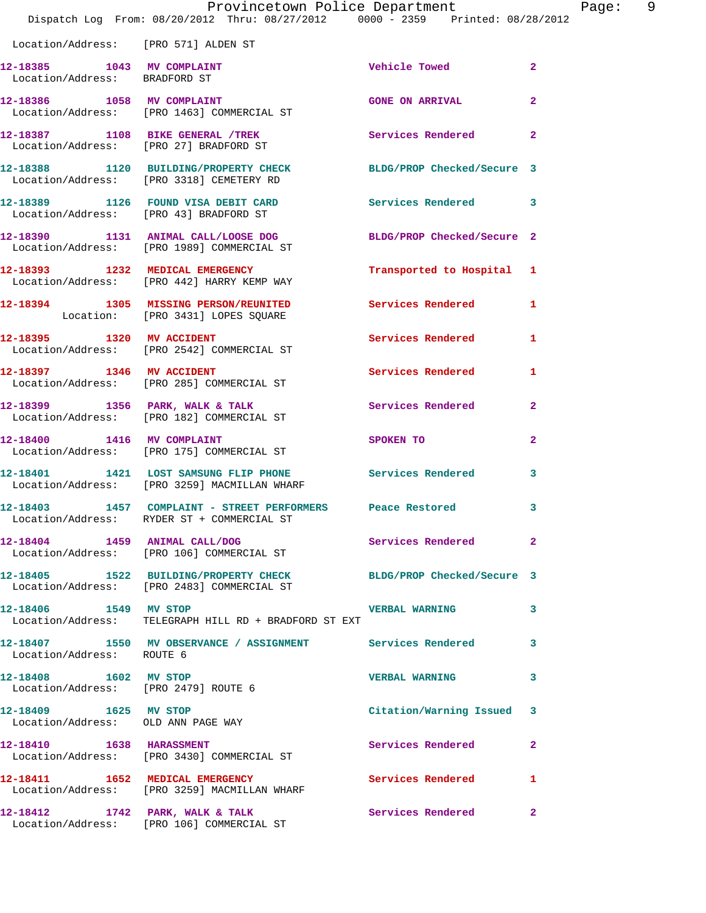Location/Address: [PRO 571] ALDEN ST

| Call # | Time | Call Reason | Action | Priority |
|---|---|---|---|---|
| 12-18385 | 1043 | MV COMPLAINT | Vehicle Towed | 2 |
| | | Location/Address: BRADFORD ST | | |
| 12-18386 | 1058 | MV COMPLAINT | GONE ON ARRIVAL | 2 |
| | | Location/Address: [PRO 1463] COMMERCIAL ST | | |
| 12-18387 | 1108 | BIKE GENERAL /TREK | Services Rendered | 2 |
| | | Location/Address: [PRO 27] BRADFORD ST | | |
| 12-18388 | 1120 | BUILDING/PROPERTY CHECK | BLDG/PROP Checked/Secure | 3 |
| | | Location/Address: [PRO 3318] CEMETERY RD | | |
| 12-18389 | 1126 | FOUND VISA DEBIT CARD | Services Rendered | 3 |
| | | Location/Address: [PRO 43] BRADFORD ST | | |
| 12-18390 | 1131 | ANIMAL CALL/LOOSE DOG | BLDG/PROP Checked/Secure | 2 |
| | | Location/Address: [PRO 1989] COMMERCIAL ST | | |
| 12-18393 | 1232 | MEDICAL EMERGENCY | Transported to Hospital | 1 |
| | | Location/Address: [PRO 442] HARRY KEMP WAY | | |
| 12-18394 | 1305 | MISSING PERSON/REUNITED | Services Rendered | 1 |
| | | Location: [PRO 3431] LOPES SQUARE | | |
| 12-18395 | 1320 | MV ACCIDENT | Services Rendered | 1 |
| | | Location/Address: [PRO 2542] COMMERCIAL ST | | |
| 12-18397 | 1346 | MV ACCIDENT | Services Rendered | 1 |
| | | Location/Address: [PRO 285] COMMERCIAL ST | | |
| 12-18399 | 1356 | PARK, WALK & TALK | Services Rendered | 2 |
| | | Location/Address: [PRO 182] COMMERCIAL ST | | |
| 12-18400 | 1416 | MV COMPLAINT | SPOKEN TO | 2 |
| | | Location/Address: [PRO 175] COMMERCIAL ST | | |
| 12-18401 | 1421 | LOST SAMSUNG FLIP PHONE | Services Rendered | 3 |
| | | Location/Address: [PRO 3259] MACMILLAN WHARF | | |
| 12-18403 | 1457 | COMPLAINT - STREET PERFORMERS | Peace Restored | 3 |
| | | Location/Address: RYDER ST + COMMERCIAL ST | | |
| 12-18404 | 1459 | ANIMAL CALL/DOG | Services Rendered | 2 |
| | | Location/Address: [PRO 106] COMMERCIAL ST | | |
| 12-18405 | 1522 | BUILDING/PROPERTY CHECK | BLDG/PROP Checked/Secure | 3 |
| | | Location/Address: [PRO 2483] COMMERCIAL ST | | |
| 12-18406 | 1549 | MV STOP | VERBAL WARNING | 3 |
| | | Location/Address: TELEGRAPH HILL RD + BRADFORD ST EXT | | |
| 12-18407 | 1550 | MV OBSERVANCE / ASSIGNMENT | Services Rendered | 3 |
| | | Location/Address: ROUTE 6 | | |
| 12-18408 | 1602 | MV STOP | VERBAL WARNING | 3 |
| | | Location/Address: [PRO 2479] ROUTE 6 | | |
| 12-18409 | 1625 | MV STOP | Citation/Warning Issued | 3 |
| | | Location/Address: OLD ANN PAGE WAY | | |
| 12-18410 | 1638 | HARASSMENT | Services Rendered | 2 |
| | | Location/Address: [PRO 3430] COMMERCIAL ST | | |
| 12-18411 | 1652 | MEDICAL EMERGENCY | Services Rendered | 1 |
| | | Location/Address: [PRO 3259] MACMILLAN WHARF | | |
| 12-18412 | 1742 | PARK, WALK & TALK | Services Rendered | 2 |
| | | Location/Address: [PRO 106] COMMERCIAL ST | | |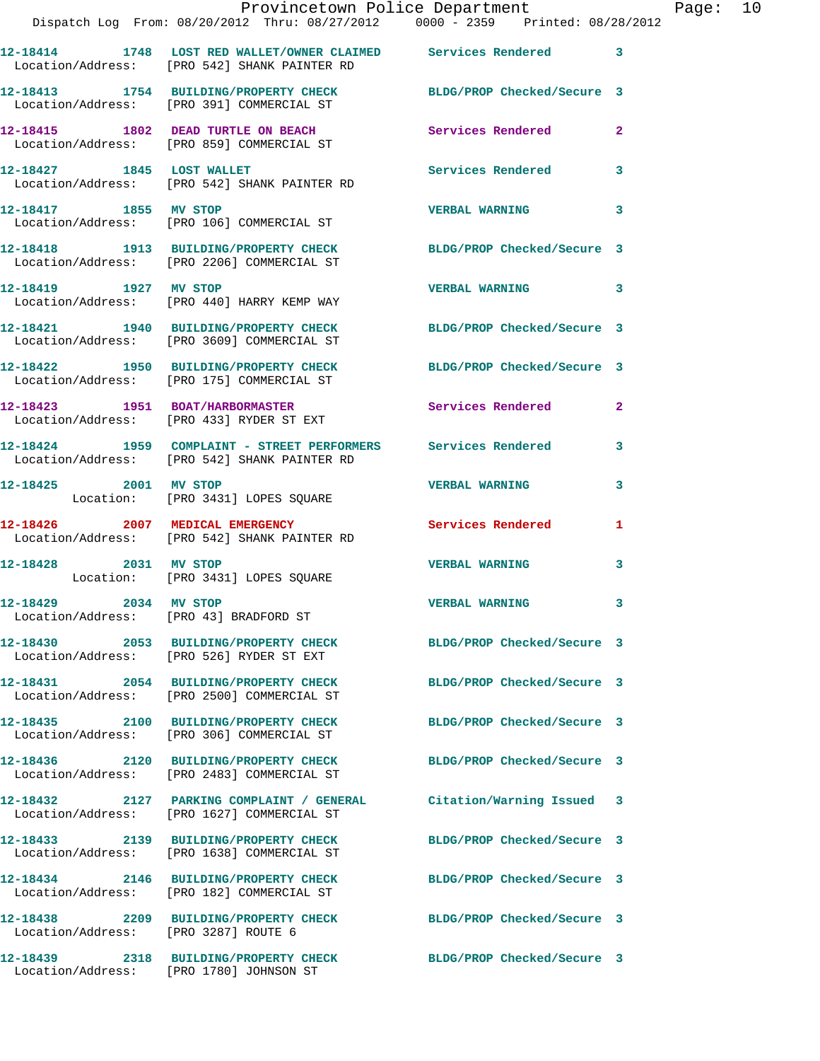12-18414 1748 LOST RED WALLET/OWNER CLAIMED Services Rendered 3
Location/Address: [PRO 542] SHANK PAINTER RD

12-18413 1754 BUILDING/PROPERTY CHECK BLDG/PROP Checked/Secure 3
Location/Address: [PRO 391] COMMERCIAL ST

12-18415 1802 DEAD TURTLE ON BEACH Services Rendered 2
Location/Address: [PRO 859] COMMERCIAL ST

12-18427 1845 LOST WALLET Services Rendered 3
Location/Address: [PRO 542] SHANK PAINTER RD

12-18417 1855 MV STOP VERBAL WARNING 3
Location/Address: [PRO 106] COMMERCIAL ST

12-18418 1913 BUILDING/PROPERTY CHECK BLDG/PROP Checked/Secure 3
Location/Address: [PRO 2206] COMMERCIAL ST

12-18419 1927 MV STOP VERBAL WARNING 3
Location/Address: [PRO 440] HARRY KEMP WAY

12-18421 1940 BUILDING/PROPERTY CHECK BLDG/PROP Checked/Secure 3
Location/Address: [PRO 3609] COMMERCIAL ST

12-18422 1950 BUILDING/PROPERTY CHECK BLDG/PROP Checked/Secure 3
Location/Address: [PRO 175] COMMERCIAL ST

12-18423 1951 BOAT/HARBORMASTER Services Rendered 2
Location/Address: [PRO 433] RYDER ST EXT

12-18424 1959 COMPLAINT - STREET PERFORMERS Services Rendered 3
Location/Address: [PRO 542] SHANK PAINTER RD

12-18425 2001 MV STOP VERBAL WARNING 3
Location: [PRO 3431] LOPES SQUARE

12-18426 2007 MEDICAL EMERGENCY Services Rendered 1
Location/Address: [PRO 542] SHANK PAINTER RD

12-18428 2031 MV STOP VERBAL WARNING 3
Location: [PRO 3431] LOPES SQUARE

12-18429 2034 MV STOP VERBAL WARNING 3
Location/Address: [PRO 43] BRADFORD ST

12-18430 2053 BUILDING/PROPERTY CHECK BLDG/PROP Checked/Secure 3
Location/Address: [PRO 526] RYDER ST EXT

12-18431 2054 BUILDING/PROPERTY CHECK BLDG/PROP Checked/Secure 3
Location/Address: [PRO 2500] COMMERCIAL ST

12-18435 2100 BUILDING/PROPERTY CHECK BLDG/PROP Checked/Secure 3
Location/Address: [PRO 306] COMMERCIAL ST

12-18436 2120 BUILDING/PROPERTY CHECK BLDG/PROP Checked/Secure 3
Location/Address: [PRO 2483] COMMERCIAL ST

12-18432 2127 PARKING COMPLAINT / GENERAL Citation/Warning Issued 3
Location/Address: [PRO 1627] COMMERCIAL ST

12-18433 2139 BUILDING/PROPERTY CHECK BLDG/PROP Checked/Secure 3
Location/Address: [PRO 1638] COMMERCIAL ST

12-18434 2146 BUILDING/PROPERTY CHECK BLDG/PROP Checked/Secure 3
Location/Address: [PRO 182] COMMERCIAL ST

12-18438 2209 BUILDING/PROPERTY CHECK BLDG/PROP Checked/Secure 3
Location/Address: [PRO 3287] ROUTE 6

12-18439 2318 BUILDING/PROPERTY CHECK BLDG/PROP Checked/Secure 3
Location/Address: [PRO 1780] JOHNSON ST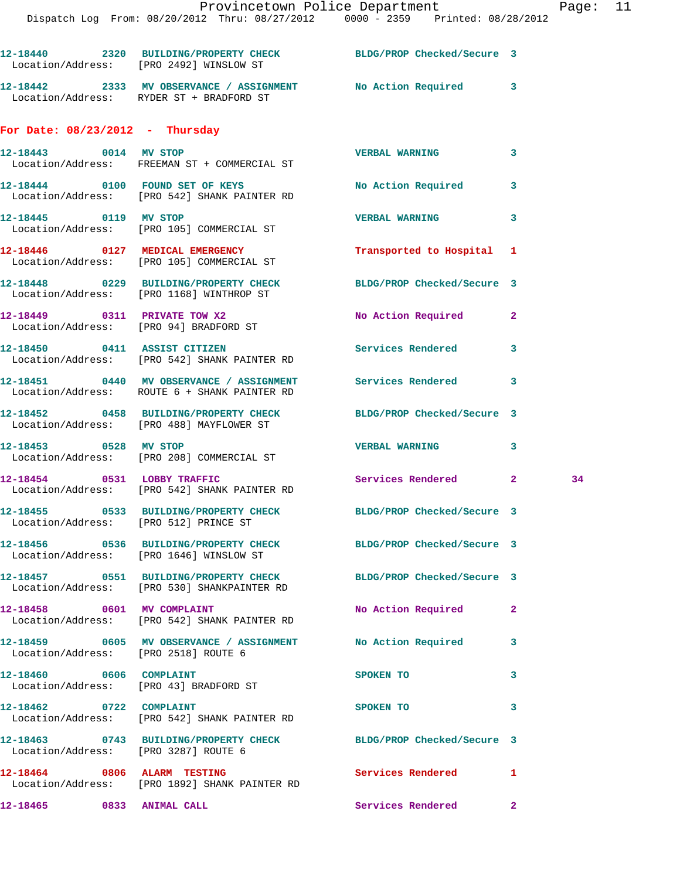12-18440 2320 BUILDING/PROPERTY CHECK BLDG/PROP Checked/Secure 3
Location/Address: [PRO 2492] WINSLOW ST

12-18442 2333 MV OBSERVANCE / ASSIGNMENT No Action Required 3
Location/Address: RYDER ST + BRADFORD ST

## For Date: 08/23/2012 - Thursday

12-18443 0014 MV STOP VERBAL WARNING 3
Location/Address: FREEMAN ST + COMMERCIAL ST

12-18444 0100 FOUND SET OF KEYS No Action Required 3
Location/Address: [PRO 542] SHANK PAINTER RD

12-18445 0119 MV STOP VERBAL WARNING 3
Location/Address: [PRO 105] COMMERCIAL ST

12-18446 0127 MEDICAL EMERGENCY Transported to Hospital 1
Location/Address: [PRO 105] COMMERCIAL ST

12-18448 0229 BUILDING/PROPERTY CHECK BLDG/PROP Checked/Secure 3
Location/Address: [PRO 1168] WINTHROP ST

12-18449 0311 PRIVATE TOW X2 No Action Required 2
Location/Address: [PRO 94] BRADFORD ST

12-18450 0411 ASSIST CITIZEN Services Rendered 3
Location/Address: [PRO 542] SHANK PAINTER RD

12-18451 0440 MV OBSERVANCE / ASSIGNMENT Services Rendered 3
Location/Address: ROUTE 6 + SHANK PAINTER RD

12-18452 0458 BUILDING/PROPERTY CHECK BLDG/PROP Checked/Secure 3
Location/Address: [PRO 488] MAYFLOWER ST

12-18453 0528 MV STOP VERBAL WARNING 3
Location/Address: [PRO 208] COMMERCIAL ST

12-18454 0531 LOBBY TRAFFIC Services Rendered 2 34
Location/Address: [PRO 542] SHANK PAINTER RD

12-18455 0533 BUILDING/PROPERTY CHECK BLDG/PROP Checked/Secure 3
Location/Address: [PRO 512] PRINCE ST

12-18456 0536 BUILDING/PROPERTY CHECK BLDG/PROP Checked/Secure 3
Location/Address: [PRO 1646] WINSLOW ST

12-18457 0551 BUILDING/PROPERTY CHECK BLDG/PROP Checked/Secure 3
Location/Address: [PRO 530] SHANKPAINTER RD

12-18458 0601 MV COMPLAINT No Action Required 2
Location/Address: [PRO 542] SHANK PAINTER RD

12-18459 0605 MV OBSERVANCE / ASSIGNMENT No Action Required 3
Location/Address: [PRO 2518] ROUTE 6

12-18460 0606 COMPLAINT SPOKEN TO 3
Location/Address: [PRO 43] BRADFORD ST

12-18462 0722 COMPLAINT SPOKEN TO 3
Location/Address: [PRO 542] SHANK PAINTER RD

12-18463 0743 BUILDING/PROPERTY CHECK BLDG/PROP Checked/Secure 3
Location/Address: [PRO 3287] ROUTE 6

12-18464 0806 ALARM TESTING Services Rendered 1
Location/Address: [PRO 1892] SHANK PAINTER RD

12-18465 0833 ANIMAL CALL Services Rendered 2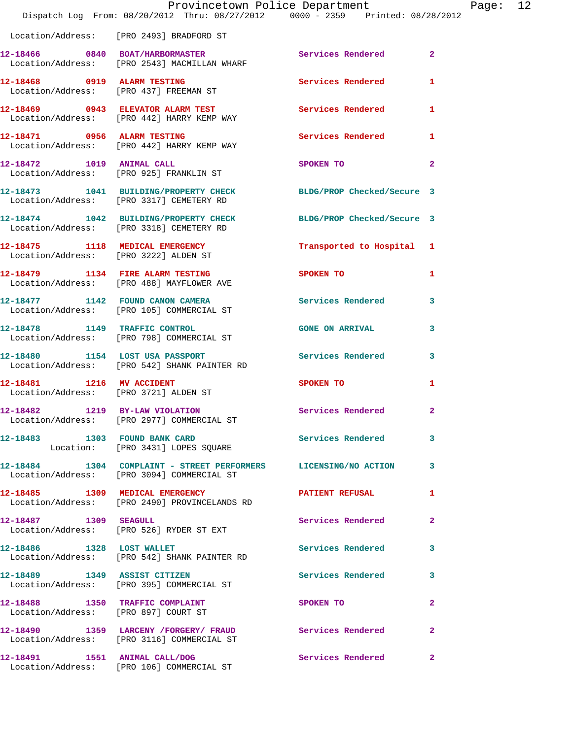Location/Address: [PRO 2493] BRADFORD ST

**12-18466** 0840 **BOAT/HARBORMASTER** Services Rendered 2
Location/Address: [PRO 2543] MACMILLAN WHARF

**12-18468** 0919 **ALARM TESTING** Services Rendered 1
Location/Address: [PRO 437] FREEMAN ST

**12-18469** 0943 **ELEVATOR ALARM TEST** Services Rendered 1
Location/Address: [PRO 442] HARRY KEMP WAY

**12-18471** 0956 **ALARM TESTING** Services Rendered 1
Location/Address: [PRO 442] HARRY KEMP WAY

**12-18472** 1019 **ANIMAL CALL** SPOKEN TO 2
Location/Address: [PRO 925] FRANKLIN ST

**12-18473** 1041 **BUILDING/PROPERTY CHECK** BLDG/PROP Checked/Secure 3
Location/Address: [PRO 3317] CEMETERY RD

**12-18474** 1042 **BUILDING/PROPERTY CHECK** BLDG/PROP Checked/Secure 3
Location/Address: [PRO 3318] CEMETERY RD

**12-18475** 1118 **MEDICAL EMERGENCY** Transported to Hospital 1
Location/Address: [PRO 3222] ALDEN ST

**12-18479** 1134 **FIRE ALARM TESTING** SPOKEN TO 1
Location/Address: [PRO 488] MAYFLOWER AVE

**12-18477** 1142 **FOUND CANON CAMERA** Services Rendered 3
Location/Address: [PRO 105] COMMERCIAL ST

**12-18478** 1149 **TRAFFIC CONTROL** GONE ON ARRIVAL 3
Location/Address: [PRO 798] COMMERCIAL ST

**12-18480** 1154 **LOST USA PASSPORT** Services Rendered 3
Location/Address: [PRO 542] SHANK PAINTER RD

**12-18481** 1216 **MV ACCIDENT** SPOKEN TO 1
Location/Address: [PRO 3721] ALDEN ST

**12-18482** 1219 **BY-LAW VIOLATION** Services Rendered 2
Location/Address: [PRO 2977] COMMERCIAL ST

**12-18483** 1303 **FOUND BANK CARD** Services Rendered 3
Location: [PRO 3431] LOPES SQUARE

**12-18484** 1304 **COMPLAINT - STREET PERFORMERS** LICENSING/NO ACTION 3
Location/Address: [PRO 3094] COMMERCIAL ST

**12-18485** 1309 **MEDICAL EMERGENCY** PATIENT REFUSAL 1
Location/Address: [PRO 2490] PROVINCELANDS RD

**12-18487** 1309 **SEAGULL** Services Rendered 2
Location/Address: [PRO 526] RYDER ST EXT

**12-18486** 1328 **LOST WALLET** Services Rendered 3
Location/Address: [PRO 542] SHANK PAINTER RD

**12-18489** 1349 **ASSIST CITIZEN** Services Rendered 3
Location/Address: [PRO 395] COMMERCIAL ST

**12-18488** 1350 **TRAFFIC COMPLAINT** SPOKEN TO 2
Location/Address: [PRO 897] COURT ST

**12-18490** 1359 **LARCENY /FORGERY/ FRAUD** Services Rendered 2
Location/Address: [PRO 3116] COMMERCIAL ST

**12-18491** 1551 **ANIMAL CALL/DOG** Services Rendered 2
Location/Address: [PRO 106] COMMERCIAL ST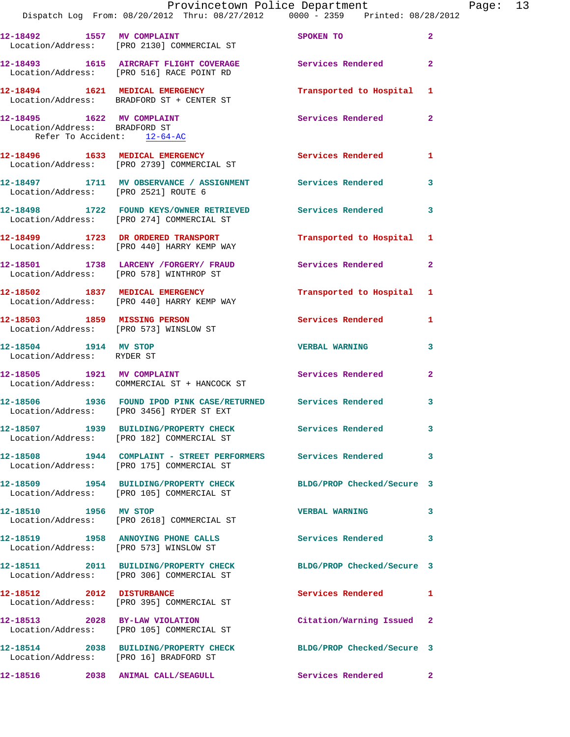12-18492 1557 MV COMPLAINT SPOKEN TO 2
Location/Address: [PRO 2130] COMMERCIAL ST

12-18493 1615 AIRCRAFT FLIGHT COVERAGE Services Rendered 2
Location/Address: [PRO 516] RACE POINT RD

12-18494 1621 MEDICAL EMERGENCY Transported to Hospital 1
Location/Address: BRADFORD ST + CENTER ST

12-18495 1622 MV COMPLAINT Services Rendered 2
Location/Address: BRADFORD ST
Refer To Accident: 12-64-AC

12-18496 1633 MEDICAL EMERGENCY Services Rendered 1
Location/Address: [PRO 2739] COMMERCIAL ST

12-18497 1711 MV OBSERVANCE / ASSIGNMENT Services Rendered 3
Location/Address: [PRO 2521] ROUTE 6

12-18498 1722 FOUND KEYS/OWNER RETRIEVED Services Rendered 3
Location/Address: [PRO 274] COMMERCIAL ST

12-18499 1723 DR ORDERED TRANSPORT Transported to Hospital 1
Location/Address: [PRO 440] HARRY KEMP WAY

12-18501 1738 LARCENY /FORGERY/ FRAUD Services Rendered 2
Location/Address: [PRO 578] WINTHROP ST

12-18502 1837 MEDICAL EMERGENCY Transported to Hospital 1
Location/Address: [PRO 440] HARRY KEMP WAY

12-18503 1859 MISSING PERSON Services Rendered 1
Location/Address: [PRO 573] WINSLOW ST

12-18504 1914 MV STOP VERBAL WARNING 3
Location/Address: RYDER ST

12-18505 1921 MV COMPLAINT Services Rendered 2
Location/Address: COMMERCIAL ST + HANCOCK ST

12-18506 1936 FOUND IPOD PINK CASE/RETURNED Services Rendered 3
Location/Address: [PRO 3456] RYDER ST EXT

12-18507 1939 BUILDING/PROPERTY CHECK Services Rendered 3
Location/Address: [PRO 182] COMMERCIAL ST

12-18508 1944 COMPLAINT - STREET PERFORMERS Services Rendered 3
Location/Address: [PRO 175] COMMERCIAL ST

12-18509 1954 BUILDING/PROPERTY CHECK BLDG/PROP Checked/Secure 3
Location/Address: [PRO 105] COMMERCIAL ST

12-18510 1956 MV STOP VERBAL WARNING 3
Location/Address: [PRO 2618] COMMERCIAL ST

12-18519 1958 ANNOYING PHONE CALLS Services Rendered 3
Location/Address: [PRO 573] WINSLOW ST

12-18511 2011 BUILDING/PROPERTY CHECK BLDG/PROP Checked/Secure 3
Location/Address: [PRO 306] COMMERCIAL ST

12-18512 2012 DISTURBANCE Services Rendered 1
Location/Address: [PRO 395] COMMERCIAL ST

12-18513 2028 BY-LAW VIOLATION Citation/Warning Issued 2
Location/Address: [PRO 105] COMMERCIAL ST

12-18514 2038 BUILDING/PROPERTY CHECK BLDG/PROP Checked/Secure 3
Location/Address: [PRO 16] BRADFORD ST

12-18516 2038 ANIMAL CALL/SEAGULL Services Rendered 2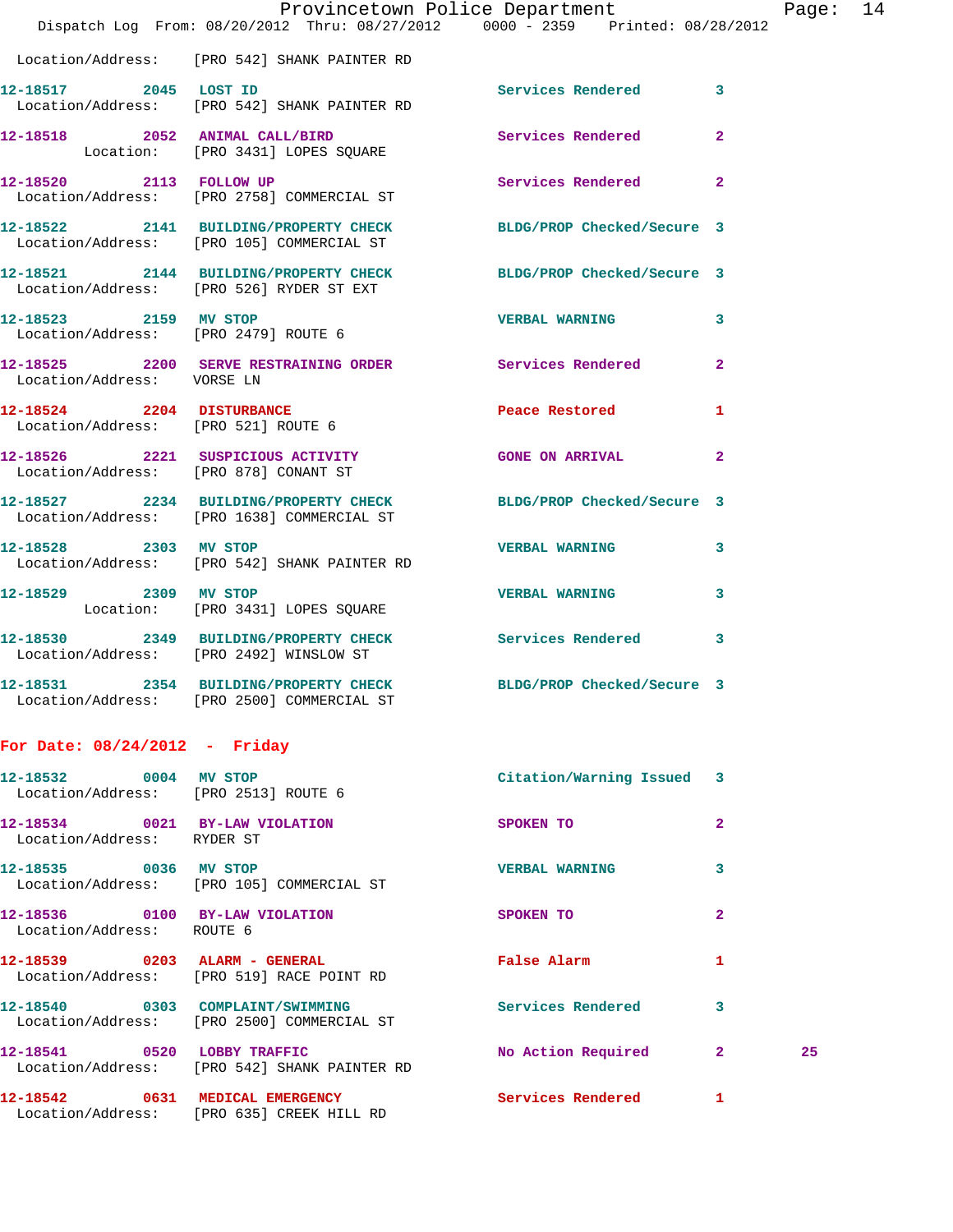Location/Address: [PRO 542] SHANK PAINTER RD

**12-18517** 2045 **LOST ID** Services Rendered 3
Location/Address: [PRO 542] SHANK PAINTER RD

**12-18518** 2052 **ANIMAL CALL/BIRD** Services Rendered 2
Location: [PRO 3431] LOPES SQUARE

**12-18520** 2113 **FOLLOW UP** Services Rendered 2
Location/Address: [PRO 2758] COMMERCIAL ST

**12-18522** 2141 **BUILDING/PROPERTY CHECK** BLDG/PROP Checked/Secure 3
Location/Address: [PRO 105] COMMERCIAL ST

**12-18521** 2144 **BUILDING/PROPERTY CHECK** BLDG/PROP Checked/Secure 3
Location/Address: [PRO 526] RYDER ST EXT

**12-18523** 2159 **MV STOP** VERBAL WARNING 3
Location/Address: [PRO 2479] ROUTE 6

**12-18525** 2200 **SERVE RESTRAINING ORDER** Services Rendered 2
Location/Address: VORSE LN

**12-18524** 2204 **DISTURBANCE** Peace Restored 1
Location/Address: [PRO 521] ROUTE 6

**12-18526** 2221 **SUSPICIOUS ACTIVITY** GONE ON ARRIVAL 2
Location/Address: [PRO 878] CONANT ST

**12-18527** 2234 **BUILDING/PROPERTY CHECK** BLDG/PROP Checked/Secure 3
Location/Address: [PRO 1638] COMMERCIAL ST

**12-18528** 2303 **MV STOP** VERBAL WARNING 3
Location/Address: [PRO 542] SHANK PAINTER RD

**12-18529** 2309 **MV STOP** VERBAL WARNING 3
Location: [PRO 3431] LOPES SQUARE

**12-18530** 2349 **BUILDING/PROPERTY CHECK** Services Rendered 3
Location/Address: [PRO 2492] WINSLOW ST

**12-18531** 2354 **BUILDING/PROPERTY CHECK** BLDG/PROP Checked/Secure 3
Location/Address: [PRO 2500] COMMERCIAL ST

## For Date: 08/24/2012 - Friday

**12-18532** 0004 **MV STOP** Citation/Warning Issued 3
Location/Address: [PRO 2513] ROUTE 6

**12-18534** 0021 **BY-LAW VIOLATION** SPOKEN TO 2
Location/Address: RYDER ST

**12-18535** 0036 **MV STOP** VERBAL WARNING 3
Location/Address: [PRO 105] COMMERCIAL ST

**12-18536** 0100 **BY-LAW VIOLATION** SPOKEN TO 2
Location/Address: ROUTE 6

**12-18539** 0203 **ALARM - GENERAL** False Alarm 1
Location/Address: [PRO 519] RACE POINT RD

**12-18540** 0303 **COMPLAINT/SWIMMING** Services Rendered 3
Location/Address: [PRO 2500] COMMERCIAL ST

**12-18541** 0520 **LOBBY TRAFFIC** No Action Required 2 25
Location/Address: [PRO 542] SHANK PAINTER RD

**12-18542** 0631 **MEDICAL EMERGENCY** Services Rendered 1
Location/Address: [PRO 635] CREEK HILL RD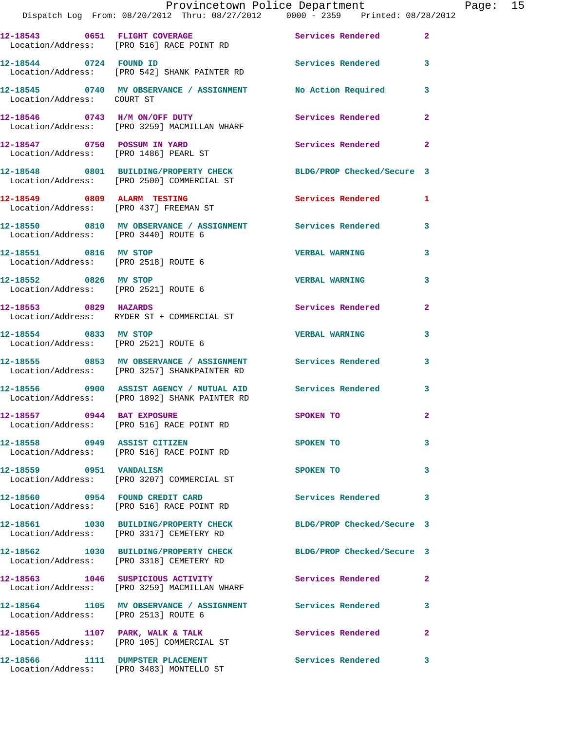| Call Number | Time | Call Reason | Action | Priority |
|---|---|---|---|---|
| 12-18543 | 0651 | FLIGHT COVERAGE | Services Rendered | 2 |
| Location/Address: [PRO 516] RACE POINT RD | | | | |
| 12-18544 | 0724 | FOUND ID | Services Rendered | 3 |
| Location/Address: [PRO 542] SHANK PAINTER RD | | | | |
| 12-18545 | 0740 | MV OBSERVANCE / ASSIGNMENT | No Action Required | 3 |
| Location/Address: COURT ST | | | | |
| 12-18546 | 0743 | H/M ON/OFF DUTY | Services Rendered | 2 |
| Location/Address: [PRO 3259] MACMILLAN WHARF | | | | |
| 12-18547 | 0750 | POSSUM IN YARD | Services Rendered | 2 |
| Location/Address: [PRO 1486] PEARL ST | | | | |
| 12-18548 | 0801 | BUILDING/PROPERTY CHECK | BLDG/PROP Checked/Secure | 3 |
| Location/Address: [PRO 2500] COMMERCIAL ST | | | | |
| 12-18549 | 0809 | ALARM TESTING | Services Rendered | 1 |
| Location/Address: [PRO 437] FREEMAN ST | | | | |
| 12-18550 | 0810 | MV OBSERVANCE / ASSIGNMENT | Services Rendered | 3 |
| Location/Address: [PRO 3440] ROUTE 6 | | | | |
| 12-18551 | 0816 | MV STOP | VERBAL WARNING | 3 |
| Location/Address: [PRO 2518] ROUTE 6 | | | | |
| 12-18552 | 0826 | MV STOP | VERBAL WARNING | 3 |
| Location/Address: [PRO 2521] ROUTE 6 | | | | |
| 12-18553 | 0829 | HAZARDS | Services Rendered | 2 |
| Location/Address: RYDER ST + COMMERCIAL ST | | | | |
| 12-18554 | 0833 | MV STOP | VERBAL WARNING | 3 |
| Location/Address: [PRO 2521] ROUTE 6 | | | | |
| 12-18555 | 0853 | MV OBSERVANCE / ASSIGNMENT | Services Rendered | 3 |
| Location/Address: [PRO 3257] SHANKPAINTER RD | | | | |
| 12-18556 | 0900 | ASSIST AGENCY / MUTUAL AID | Services Rendered | 3 |
| Location/Address: [PRO 1892] SHANK PAINTER RD | | | | |
| 12-18557 | 0944 | BAT EXPOSURE | SPOKEN TO | 2 |
| Location/Address: [PRO 516] RACE POINT RD | | | | |
| 12-18558 | 0949 | ASSIST CITIZEN | SPOKEN TO | 3 |
| Location/Address: [PRO 516] RACE POINT RD | | | | |
| 12-18559 | 0951 | VANDALISM | SPOKEN TO | 3 |
| Location/Address: [PRO 3207] COMMERCIAL ST | | | | |
| 12-18560 | 0954 | FOUND CREDIT CARD | Services Rendered | 3 |
| Location/Address: [PRO 516] RACE POINT RD | | | | |
| 12-18561 | 1030 | BUILDING/PROPERTY CHECK | BLDG/PROP Checked/Secure | 3 |
| Location/Address: [PRO 3317] CEMETERY RD | | | | |
| 12-18562 | 1030 | BUILDING/PROPERTY CHECK | BLDG/PROP Checked/Secure | 3 |
| Location/Address: [PRO 3318] CEMETERY RD | | | | |
| 12-18563 | 1046 | SUSPICIOUS ACTIVITY | Services Rendered | 2 |
| Location/Address: [PRO 3259] MACMILLAN WHARF | | | | |
| 12-18564 | 1105 | MV OBSERVANCE / ASSIGNMENT | Services Rendered | 3 |
| Location/Address: [PRO 2513] ROUTE 6 | | | | |
| 12-18565 | 1107 | PARK, WALK & TALK | Services Rendered | 2 |
| Location/Address: [PRO 105] COMMERCIAL ST | | | | |
| 12-18566 | 1111 | DUMPSTER PLACEMENT | Services Rendered | 3 |
| Location/Address: [PRO 3483] MONTELLO ST | | | | |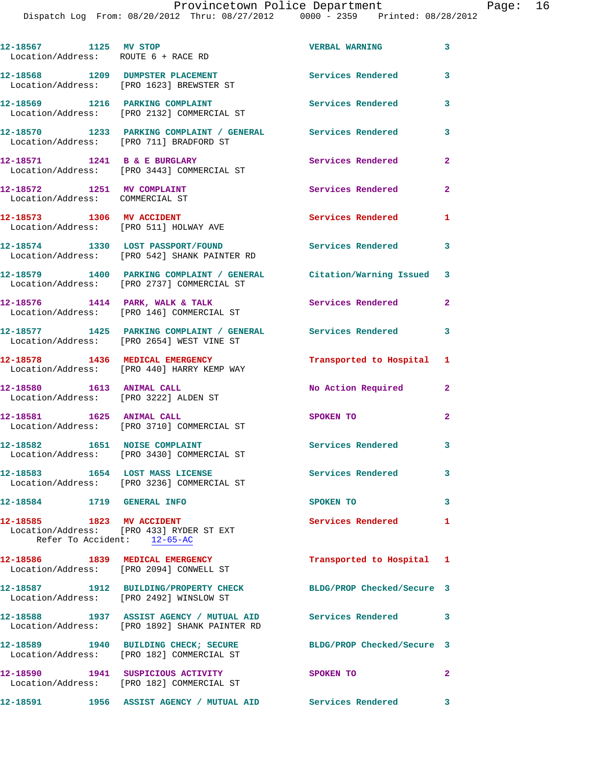12-18567 1125 MV STOP VERBAL WARNING 3
Location/Address: ROUTE 6 + RACE RD

12-18568 1209 DUMPSTER PLACEMENT Services Rendered 3
Location/Address: [PRO 1623] BREWSTER ST

12-18569 1216 PARKING COMPLAINT Services Rendered 3
Location/Address: [PRO 2132] COMMERCIAL ST

12-18570 1233 PARKING COMPLAINT / GENERAL Services Rendered 3
Location/Address: [PRO 711] BRADFORD ST

12-18571 1241 B & E BURGLARY Services Rendered 2
Location/Address: [PRO 3443] COMMERCIAL ST

12-18572 1251 MV COMPLAINT Services Rendered 2
Location/Address: COMMERCIAL ST

12-18573 1306 MV ACCIDENT Services Rendered 1
Location/Address: [PRO 511] HOLWAY AVE

12-18574 1330 LOST PASSPORT/FOUND Services Rendered 3
Location/Address: [PRO 542] SHANK PAINTER RD

12-18579 1400 PARKING COMPLAINT / GENERAL Citation/Warning Issued 3
Location/Address: [PRO 2737] COMMERCIAL ST

12-18576 1414 PARK, WALK & TALK Services Rendered 2
Location/Address: [PRO 146] COMMERCIAL ST

12-18577 1425 PARKING COMPLAINT / GENERAL Services Rendered 3
Location/Address: [PRO 2654] WEST VINE ST

12-18578 1436 MEDICAL EMERGENCY Transported to Hospital 1
Location/Address: [PRO 440] HARRY KEMP WAY

12-18580 1613 ANIMAL CALL No Action Required 2
Location/Address: [PRO 3222] ALDEN ST

12-18581 1625 ANIMAL CALL SPOKEN TO 2
Location/Address: [PRO 3710] COMMERCIAL ST

12-18582 1651 NOISE COMPLAINT Services Rendered 3
Location/Address: [PRO 3430] COMMERCIAL ST

12-18583 1654 LOST MASS LICENSE Services Rendered 3
Location/Address: [PRO 3236] COMMERCIAL ST

12-18584 1719 GENERAL INFO SPOKEN TO 3

12-18585 1823 MV ACCIDENT Services Rendered 1
Location/Address: [PRO 433] RYDER ST EXT
Refer To Accident: 12-65-AC

12-18586 1839 MEDICAL EMERGENCY Transported to Hospital 1
Location/Address: [PRO 2094] CONWELL ST

12-18587 1912 BUILDING/PROPERTY CHECK BLDG/PROP Checked/Secure 3
Location/Address: [PRO 2492] WINSLOW ST

12-18588 1937 ASSIST AGENCY / MUTUAL AID Services Rendered 3
Location/Address: [PRO 1892] SHANK PAINTER RD

12-18589 1940 BUILDING CHECK; SECURE BLDG/PROP Checked/Secure 3
Location/Address: [PRO 182] COMMERCIAL ST

12-18590 1941 SUSPICIOUS ACTIVITY SPOKEN TO 2
Location/Address: [PRO 182] COMMERCIAL ST

12-18591 1956 ASSIST AGENCY / MUTUAL AID Services Rendered 3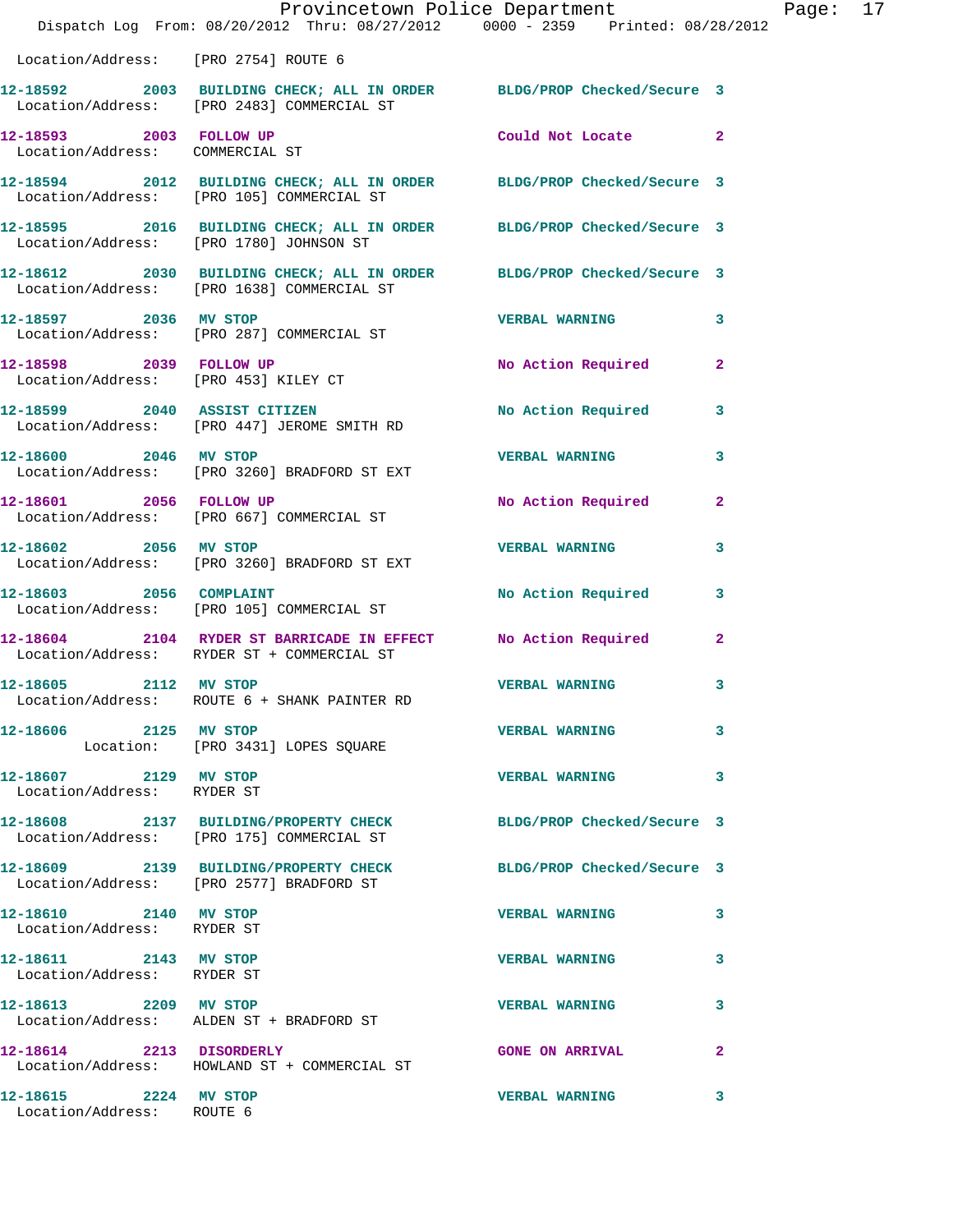Location/Address: [PRO 2754] ROUTE 6

12-18592 2003 BUILDING CHECK; ALL IN ORDER BLDG/PROP Checked/Secure 3
Location/Address: [PRO 2483] COMMERCIAL ST

12-18593 2003 FOLLOW UP Could Not Locate 2
Location/Address: COMMERCIAL ST

12-18594 2012 BUILDING CHECK; ALL IN ORDER BLDG/PROP Checked/Secure 3
Location/Address: [PRO 105] COMMERCIAL ST

12-18595 2016 BUILDING CHECK; ALL IN ORDER BLDG/PROP Checked/Secure 3
Location/Address: [PRO 1780] JOHNSON ST

12-18612 2030 BUILDING CHECK; ALL IN ORDER BLDG/PROP Checked/Secure 3
Location/Address: [PRO 1638] COMMERCIAL ST

12-18597 2036 MV STOP VERBAL WARNING 3
Location/Address: [PRO 287] COMMERCIAL ST

12-18598 2039 FOLLOW UP No Action Required 2
Location/Address: [PRO 453] KILEY CT

12-18599 2040 ASSIST CITIZEN No Action Required 3
Location/Address: [PRO 447] JEROME SMITH RD

12-18600 2046 MV STOP VERBAL WARNING 3
Location/Address: [PRO 3260] BRADFORD ST EXT

12-18601 2056 FOLLOW UP No Action Required 2
Location/Address: [PRO 667] COMMERCIAL ST

12-18602 2056 MV STOP VERBAL WARNING 3
Location/Address: [PRO 3260] BRADFORD ST EXT

12-18603 2056 COMPLAINT No Action Required 3
Location/Address: [PRO 105] COMMERCIAL ST

12-18604 2104 RYDER ST BARRICADE IN EFFECT No Action Required 2
Location/Address: RYDER ST + COMMERCIAL ST

12-18605 2112 MV STOP VERBAL WARNING 3
Location/Address: ROUTE 6 + SHANK PAINTER RD

12-18606 2125 MV STOP VERBAL WARNING 3
Location: [PRO 3431] LOPES SQUARE

12-18607 2129 MV STOP VERBAL WARNING 3
Location/Address: RYDER ST

12-18608 2137 BUILDING/PROPERTY CHECK BLDG/PROP Checked/Secure 3
Location/Address: [PRO 175] COMMERCIAL ST

12-18609 2139 BUILDING/PROPERTY CHECK BLDG/PROP Checked/Secure 3
Location/Address: [PRO 2577] BRADFORD ST

12-18610 2140 MV STOP VERBAL WARNING 3
Location/Address: RYDER ST

12-18611 2143 MV STOP VERBAL WARNING 3
Location/Address: RYDER ST

12-18613 2209 MV STOP VERBAL WARNING 3
Location/Address: ALDEN ST + BRADFORD ST

12-18614 2213 DISORDERLY GONE ON ARRIVAL 2
Location/Address: HOWLAND ST + COMMERCIAL ST

12-18615 2224 MV STOP VERBAL WARNING 3
Location/Address: ROUTE 6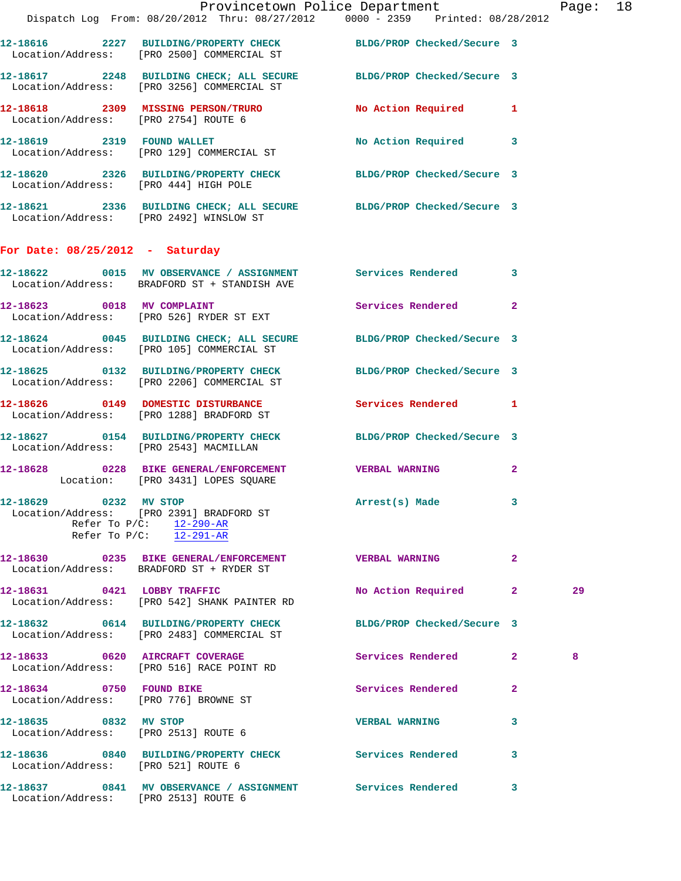12-18616 2227 BUILDING/PROPERTY CHECK BLDG/PROP Checked/Secure 3
Location/Address: [PRO 2500] COMMERCIAL ST

12-18617 2248 BUILDING CHECK; ALL SECURE BLDG/PROP Checked/Secure 3
Location/Address: [PRO 3256] COMMERCIAL ST

12-18618 2309 MISSING PERSON/TRURO No Action Required 1
Location/Address: [PRO 2754] ROUTE 6

12-18619 2319 FOUND WALLET No Action Required 3
Location/Address: [PRO 129] COMMERCIAL ST

12-18620 2326 BUILDING/PROPERTY CHECK BLDG/PROP Checked/Secure 3
Location/Address: [PRO 444] HIGH POLE

12-18621 2336 BUILDING CHECK; ALL SECURE BLDG/PROP Checked/Secure 3
Location/Address: [PRO 2492] WINSLOW ST

## For Date: 08/25/2012 - Saturday

12-18622 0015 MV OBSERVATION / ASSIGNMENT Services Rendered 3
Location/Address: BRADFORD ST + STANDISH AVE

12-18623 0018 MV COMPLAINT Services Rendered 2
Location/Address: [PRO 526] RYDER ST EXT

12-18624 0045 BUILDING CHECK; ALL SECURE BLDG/PROP Checked/Secure 3
Location/Address: [PRO 105] COMMERCIAL ST

12-18625 0132 BUILDING/PROPERTY CHECK BLDG/PROP Checked/Secure 3
Location/Address: [PRO 2206] COMMERCIAL ST

12-18626 0149 DOMESTIC DISTURBANCE Services Rendered 1
Location/Address: [PRO 1288] BRADFORD ST

12-18627 0154 BUILDING/PROPERTY CHECK BLDG/PROP Checked/Secure 3
Location/Address: [PRO 2543] MACMILLAN

12-18628 0228 BIKE GENERAL/ENFORCEMENT VERBAL WARNING 2
Location: [PRO 3431] LOPES SQUARE

12-18629 0232 MV STOP Arrest(s) Made 3
Location/Address: [PRO 2391] BRADFORD ST
Refer To P/C: 12-290-AR
Refer To P/C: 12-291-AR

12-18630 0235 BIKE GENERAL/ENFORCEMENT VERBAL WARNING 2
Location/Address: BRADFORD ST + RYDER ST

12-18631 0421 LOBBY TRAFFIC No Action Required 2 29
Location/Address: [PRO 542] SHANK PAINTER RD

12-18632 0614 BUILDING/PROPERTY CHECK BLDG/PROP Checked/Secure 3
Location/Address: [PRO 2483] COMMERCIAL ST

12-18633 0620 AIRCRAFT COVERAGE Services Rendered 2 8
Location/Address: [PRO 516] RACE POINT RD

12-18634 0750 FOUND BIKE Services Rendered 2
Location/Address: [PRO 776] BROWNE ST

12-18635 0832 MV STOP VERBAL WARNING 3
Location/Address: [PRO 2513] ROUTE 6

12-18636 0840 BUILDING/PROPERTY CHECK Services Rendered 3
Location/Address: [PRO 521] ROUTE 6

12-18637 0841 MV OBSERVATION / ASSIGNMENT Services Rendered 3
Location/Address: [PRO 2513] ROUTE 6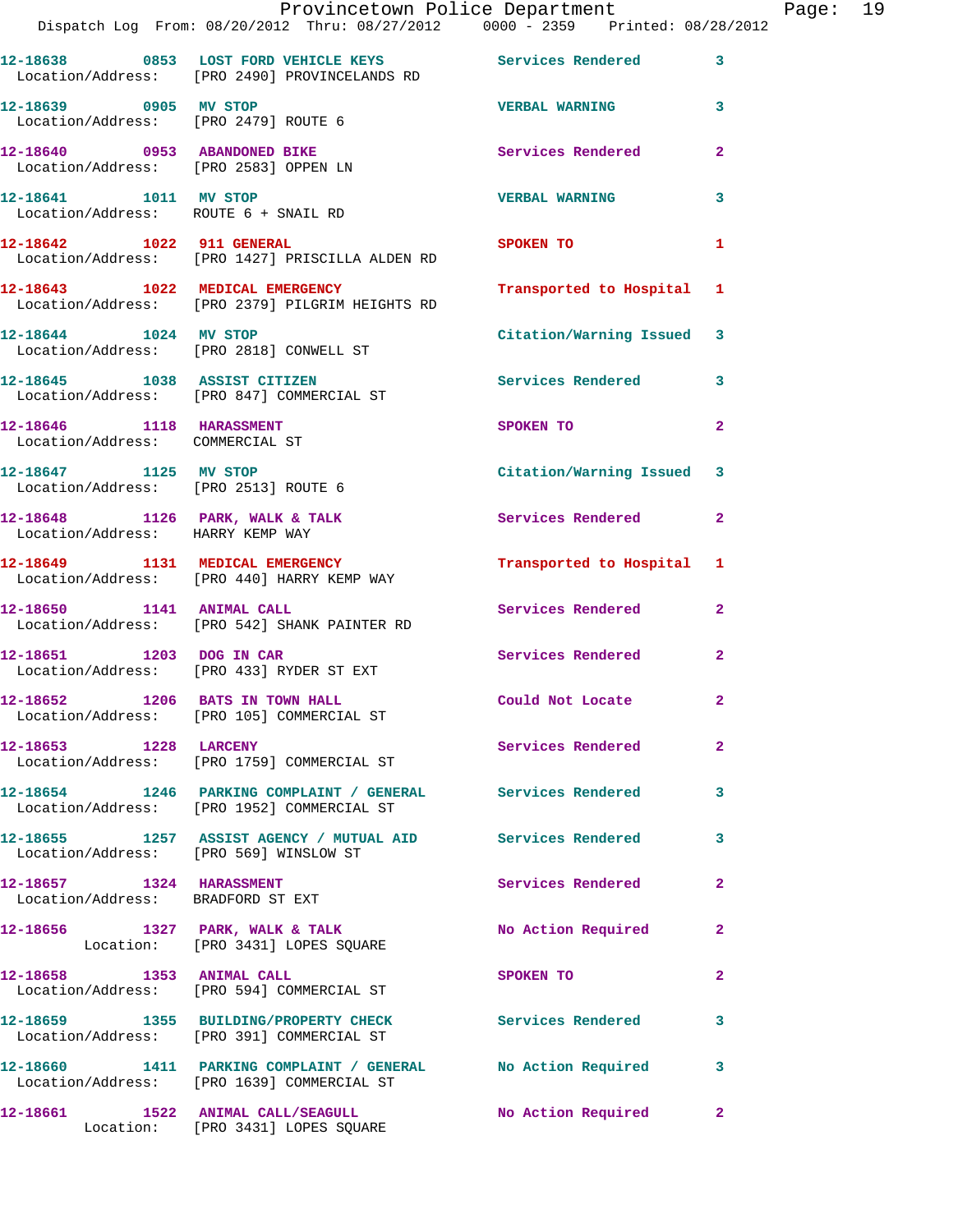12-18638 0853 LOST FORD VEHICLE KEYS Services Rendered 3
Location/Address: [PRO 2490] PROVINCELANDS RD

12-18639 0905 MV STOP VERBAL WARNING 3
Location/Address: [PRO 2479] ROUTE 6

12-18640 0953 ABANDONED BIKE Services Rendered 2
Location/Address: [PRO 2583] OPPEN LN

12-18641 1011 MV STOP VERBAL WARNING 3
Location/Address: ROUTE 6 + SNAIL RD

12-18642 1022 911 GENERAL SPOKEN TO 1
Location/Address: [PRO 1427] PRISCILLA ALDEN RD

12-18643 1022 MEDICAL EMERGENCY Transported to Hospital 1
Location/Address: [PRO 2379] PILGRIM HEIGHTS RD

12-18644 1024 MV STOP Citation/Warning Issued 3
Location/Address: [PRO 2818] CONWELL ST

12-18645 1038 ASSIST CITIZEN Services Rendered 3
Location/Address: [PRO 847] COMMERCIAL ST

12-18646 1118 HARASSMENT SPOKEN TO 2
Location/Address: COMMERCIAL ST

12-18647 1125 MV STOP Citation/Warning Issued 3
Location/Address: [PRO 2513] ROUTE 6

12-18648 1126 PARK, WALK & TALK Services Rendered 2
Location/Address: HARRY KEMP WAY

12-18649 1131 MEDICAL EMERGENCY Transported to Hospital 1
Location/Address: [PRO 440] HARRY KEMP WAY

12-18650 1141 ANIMAL CALL Services Rendered 2
Location/Address: [PRO 542] SHANK PAINTER RD

12-18651 1203 DOG IN CAR Services Rendered 2
Location/Address: [PRO 433] RYDER ST EXT

12-18652 1206 BATS IN TOWN HALL Could Not Locate 2
Location/Address: [PRO 105] COMMERCIAL ST

12-18653 1228 LARCENY Services Rendered 2
Location/Address: [PRO 1759] COMMERCIAL ST

12-18654 1246 PARKING COMPLAINT / GENERAL Services Rendered 3
Location/Address: [PRO 1952] COMMERCIAL ST

12-18655 1257 ASSIST AGENCY / MUTUAL AID Services Rendered 3
Location/Address: [PRO 569] WINSLOW ST

12-18657 1324 HARASSMENT Services Rendered 2
Location/Address: BRADFORD ST EXT

12-18656 1327 PARK, WALK & TALK No Action Required 2
Location: [PRO 3431] LOPES SQUARE

12-18658 1353 ANIMAL CALL SPOKEN TO 2
Location/Address: [PRO 594] COMMERCIAL ST

12-18659 1355 BUILDING/PROPERTY CHECK Services Rendered 3
Location/Address: [PRO 391] COMMERCIAL ST

12-18660 1411 PARKING COMPLAINT / GENERAL No Action Required 3
Location/Address: [PRO 1639] COMMERCIAL ST

12-18661 1522 ANIMAL CALL/SEAGULL No Action Required 2
Location: [PRO 3431] LOPES SQUARE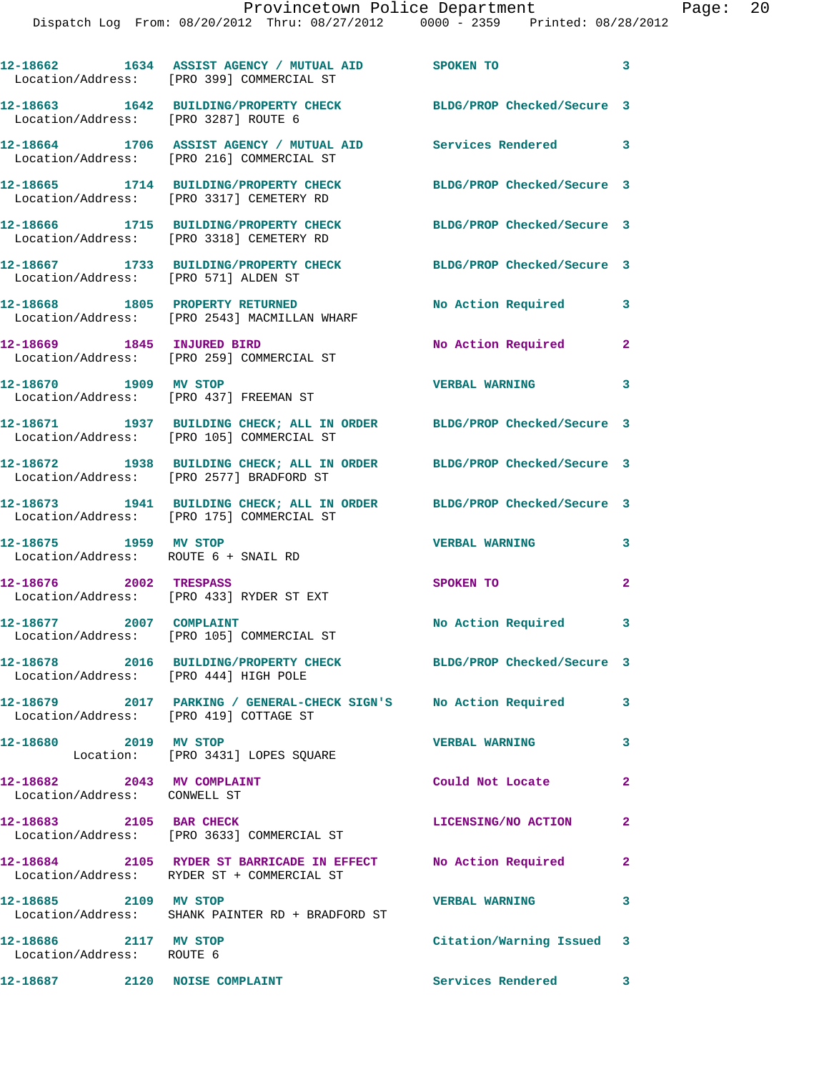12-18662 1634 ASSIST AGENCY / MUTUAL AID SPOKEN TO 3
Location/Address: [PRO 399] COMMERCIAL ST

12-18663 1642 BUILDING/PROPERTY CHECK BLDG/PROP Checked/Secure 3
Location/Address: [PRO 3287] ROUTE 6

12-18664 1706 ASSIST AGENCY / MUTUAL AID Services Rendered 3
Location/Address: [PRO 216] COMMERCIAL ST

12-18665 1714 BUILDING/PROPERTY CHECK BLDG/PROP Checked/Secure 3
Location/Address: [PRO 3317] CEMETERY RD

12-18666 1715 BUILDING/PROPERTY CHECK BLDG/PROP Checked/Secure 3
Location/Address: [PRO 3318] CEMETERY RD

12-18667 1733 BUILDING/PROPERTY CHECK BLDG/PROP Checked/Secure 3
Location/Address: [PRO 571] ALDEN ST

12-18668 1805 PROPERTY RETURNED No Action Required 3
Location/Address: [PRO 2543] MACMILLAN WHARF

12-18669 1845 INJURED BIRD No Action Required 2
Location/Address: [PRO 259] COMMERCIAL ST

12-18670 1909 MV STOP VERBAL WARNING 3
Location/Address: [PRO 437] FREEMAN ST

12-18671 1937 BUILDING CHECK; ALL IN ORDER BLDG/PROP Checked/Secure 3
Location/Address: [PRO 105] COMMERCIAL ST

12-18672 1938 BUILDING CHECK; ALL IN ORDER BLDG/PROP Checked/Secure 3
Location/Address: [PRO 2577] BRADFORD ST

12-18673 1941 BUILDING CHECK; ALL IN ORDER BLDG/PROP Checked/Secure 3
Location/Address: [PRO 175] COMMERCIAL ST

12-18675 1959 MV STOP VERBAL WARNING 3
Location/Address: ROUTE 6 + SNAIL RD

12-18676 2002 TRESPASS SPOKEN TO 2
Location/Address: [PRO 433] RYDER ST EXT

12-18677 2007 COMPLAINT No Action Required 3
Location/Address: [PRO 105] COMMERCIAL ST

12-18678 2016 BUILDING/PROPERTY CHECK BLDG/PROP Checked/Secure 3
Location/Address: [PRO 444] HIGH POLE

12-18679 2017 PARKING / GENERAL-CHECK SIGN'S No Action Required 3
Location/Address: [PRO 419] COTTAGE ST

12-18680 2019 MV STOP VERBAL WARNING 3
Location: [PRO 3431] LOPES SQUARE

12-18682 2043 MV COMPLAINT Could Not Locate 2
Location/Address: CONWELL ST

12-18683 2105 BAR CHECK LICENSING/NO ACTION 2
Location/Address: [PRO 3633] COMMERCIAL ST

12-18684 2105 RYDER ST BARRICADE IN EFFECT No Action Required 2
Location/Address: RYDER ST + COMMERCIAL ST

12-18685 2109 MV STOP VERBAL WARNING 3
Location/Address: SHANK PAINTER RD + BRADFORD ST

12-18686 2117 MV STOP Citation/Warning Issued 3
Location/Address: ROUTE 6

12-18687 2120 NOISE COMPLAINT Services Rendered 3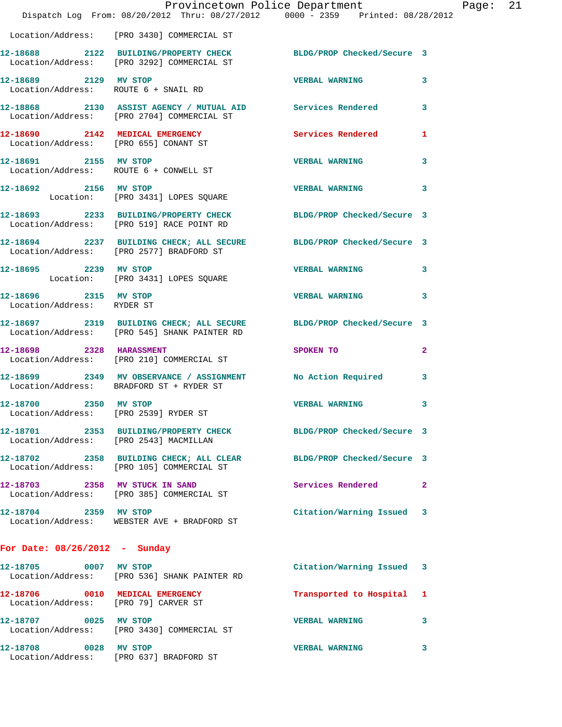Location/Address: [PRO 3430] COMMERCIAL ST

| Call Number | Time | Call Reason | Action | Priority |
|---|---|---|---|---|
| 12-18688 | 2122 | BUILDING/PROPERTY CHECK | BLDG/PROP Checked/Secure | 3 |
| | | Location/Address: [PRO 3292] COMMERCIAL ST | | |
| 12-18689 | 2129 | MV STOP | VERBAL WARNING | 3 |
| | | Location/Address: ROUTE 6 + SNAIL RD | | |
| 12-18868 | 2130 | ASSIST AGENCY / MUTUAL AID | Services Rendered | 3 |
| | | Location/Address: [PRO 2704] COMMERCIAL ST | | |
| 12-18690 | 2142 | MEDICAL EMERGENCY | Services Rendered | 1 |
| | | Location/Address: [PRO 655] CONANT ST | | |
| 12-18691 | 2155 | MV STOP | VERBAL WARNING | 3 |
| | | Location/Address: ROUTE 6 + CONWELL ST | | |
| 12-18692 | 2156 | MV STOP | VERBAL WARNING | 3 |
| | | Location: [PRO 3431] LOPES SQUARE | | |
| 12-18693 | 2233 | BUILDING/PROPERTY CHECK | BLDG/PROP Checked/Secure | 3 |
| | | Location/Address: [PRO 519] RACE POINT RD | | |
| 12-18694 | 2237 | BUILDING CHECK; ALL SECURE | BLDG/PROP Checked/Secure | 3 |
| | | Location/Address: [PRO 2577] BRADFORD ST | | |
| 12-18695 | 2239 | MV STOP | VERBAL WARNING | 3 |
| | | Location: [PRO 3431] LOPES SQUARE | | |
| 12-18696 | 2315 | MV STOP | VERBAL WARNING | 3 |
| | | Location/Address: RYDER ST | | |
| 12-18697 | 2319 | BUILDING CHECK; ALL SECURE | BLDG/PROP Checked/Secure | 3 |
| | | Location/Address: [PRO 545] SHANK PAINTER RD | | |
| 12-18698 | 2328 | HARASSMENT | SPOKEN TO | 2 |
| | | Location/Address: [PRO 210] COMMERCIAL ST | | |
| 12-18699 | 2349 | MV OBSERVANCE / ASSIGNMENT | No Action Required | 3 |
| | | Location/Address: BRADFORD ST + RYDER ST | | |
| 12-18700 | 2350 | MV STOP | VERBAL WARNING | 3 |
| | | Location/Address: [PRO 2539] RYDER ST | | |
| 12-18701 | 2353 | BUILDING/PROPERTY CHECK | BLDG/PROP Checked/Secure | 3 |
| | | Location/Address: [PRO 2543] MACMILLAN | | |
| 12-18702 | 2358 | BUILDING CHECK; ALL CLEAR | BLDG/PROP Checked/Secure | 3 |
| | | Location/Address: [PRO 105] COMMERCIAL ST | | |
| 12-18703 | 2358 | MV STUCK IN SAND | Services Rendered | 2 |
| | | Location/Address: [PRO 385] COMMERCIAL ST | | |
| 12-18704 | 2359 | MV STOP | Citation/Warning Issued | 3 |
| | | Location/Address: WEBSTER AVE + BRADFORD ST | | |

## For Date: 08/26/2012 - Sunday

| Call Number | Time | Call Reason | Action | Priority |
|---|---|---|---|---|
| 12-18705 | 0007 | MV STOP | Citation/Warning Issued | 3 |
| | | Location/Address: [PRO 536] SHANK PAINTER RD | | |
| 12-18706 | 0010 | MEDICAL EMERGENCY | Transported to Hospital | 1 |
| | | Location/Address: [PRO 79] CARVER ST | | |
| 12-18707 | 0025 | MV STOP | VERBAL WARNING | 3 |
| | | Location/Address: [PRO 3430] COMMERCIAL ST | | |
| 12-18708 | 0028 | MV STOP | VERBAL WARNING | 3 |
| | | Location/Address: [PRO 637] BRADFORD ST | | |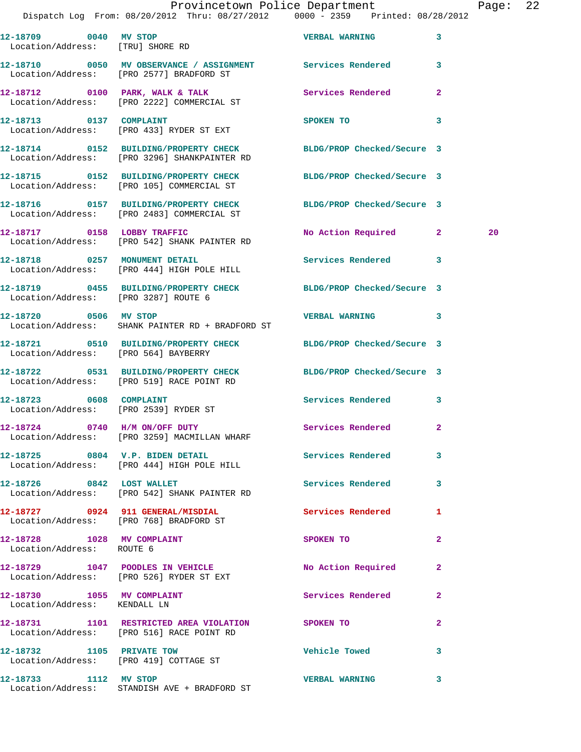12-18709 0040 MV STOP VERBAL WARNING 3
Location/Address: [TRU] SHORE RD

12-18710 0050 MV OBSERVANCE / ASSIGNMENT Services Rendered 3
Location/Address: [PRO 2577] BRADFORD ST

12-18712 0100 PARK, WALK & TALK Services Rendered 2
Location/Address: [PRO 2222] COMMERCIAL ST

12-18713 0137 COMPLAINT SPOKEN TO 3
Location/Address: [PRO 433] RYDER ST EXT

12-18714 0152 BUILDING/PROPERTY CHECK BLDG/PROP Checked/Secure 3
Location/Address: [PRO 3296] SHANKPAINTER RD

12-18715 0152 BUILDING/PROPERTY CHECK BLDG/PROP Checked/Secure 3
Location/Address: [PRO 105] COMMERCIAL ST

12-18716 0157 BUILDING/PROPERTY CHECK BLDG/PROP Checked/Secure 3
Location/Address: [PRO 2483] COMMERCIAL ST

12-18717 0158 LOBBY TRAFFIC No Action Required 2 20
Location/Address: [PRO 542] SHANK PAINTER RD

12-18718 0257 MONUMENT DETAIL Services Rendered 3
Location/Address: [PRO 444] HIGH POLE HILL

12-18719 0455 BUILDING/PROPERTY CHECK BLDG/PROP Checked/Secure 3
Location/Address: [PRO 3287] ROUTE 6

12-18720 0506 MV STOP VERBAL WARNING 3
Location/Address: SHANK PAINTER RD + BRADFORD ST

12-18721 0510 BUILDING/PROPERTY CHECK BLDG/PROP Checked/Secure 3
Location/Address: [PRO 564] BAYBERRY

12-18722 0531 BUILDING/PROPERTY CHECK BLDG/PROP Checked/Secure 3
Location/Address: [PRO 519] RACE POINT RD

12-18723 0608 COMPLAINT Services Rendered 3
Location/Address: [PRO 2539] RYDER ST

12-18724 0740 H/M ON/OFF DUTY Services Rendered 2
Location/Address: [PRO 3259] MACMILLAN WHARF

12-18725 0804 V.P. BIDEN DETAIL Services Rendered 3
Location/Address: [PRO 444] HIGH POLE HILL

12-18726 0842 LOST WALLET Services Rendered 3
Location/Address: [PRO 542] SHANK PAINTER RD

12-18727 0924 911 GENERAL/MISDIAL Services Rendered 1
Location/Address: [PRO 768] BRADFORD ST

12-18728 1028 MV COMPLAINT SPOKEN TO 2
Location/Address: ROUTE 6

12-18729 1047 POODLES IN VEHICLE No Action Required 2
Location/Address: [PRO 526] RYDER ST EXT

12-18730 1055 MV COMPLAINT Services Rendered 2
Location/Address: KENDALL LN

12-18731 1101 RESTRICTED AREA VIOLATION SPOKEN TO 2
Location/Address: [PRO 516] RACE POINT RD

12-18732 1105 PRIVATE TOW Vehicle Towed 3
Location/Address: [PRO 419] COTTAGE ST

12-18733 1112 MV STOP VERBAL WARNING 3
Location/Address: STANDISH AVE + BRADFORD ST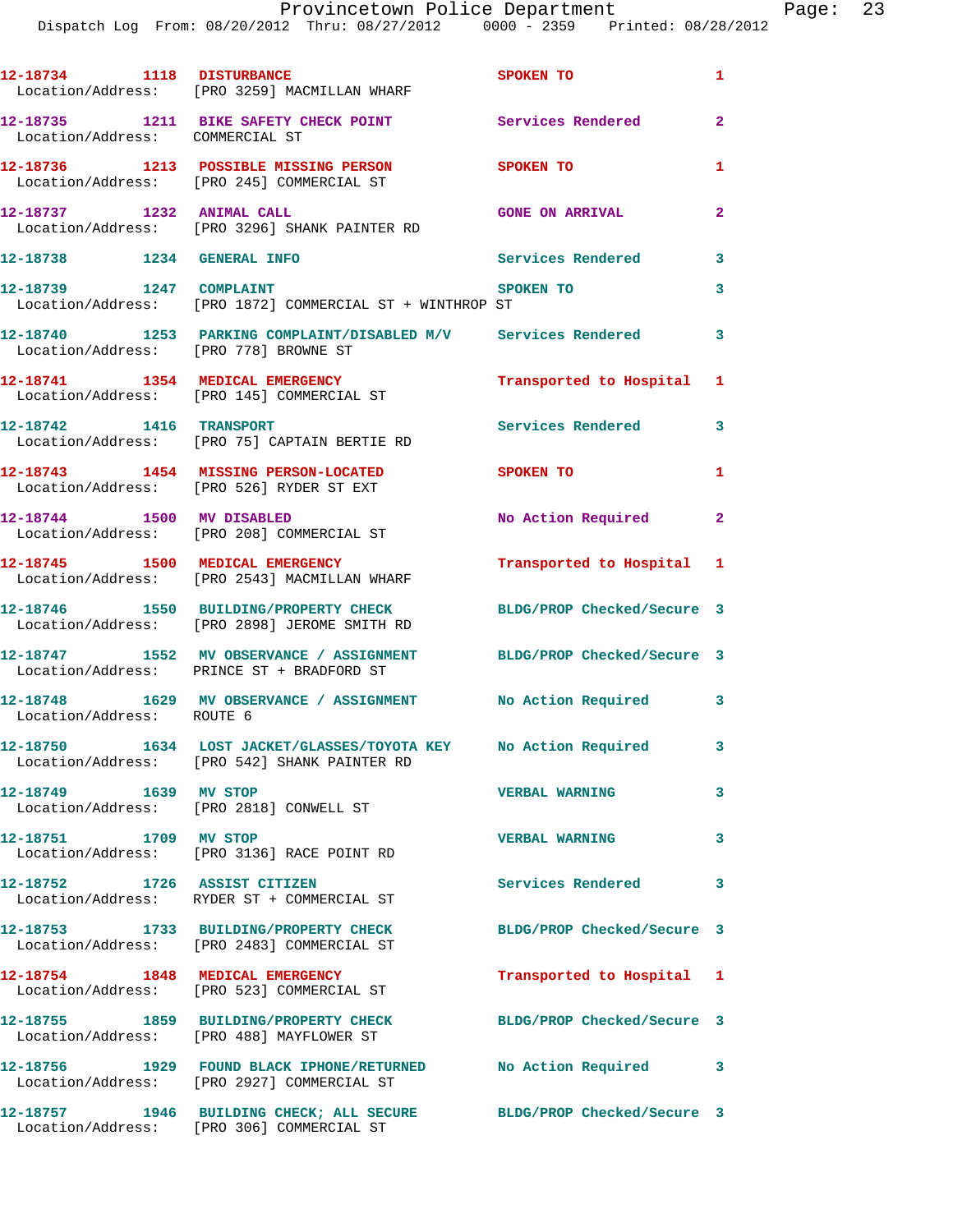12-18734 1118 DISTURBANCE SPOKEN TO 1
Location/Address: [PRO 3259] MACMILLAN WHARF

12-18735 1211 BIKE SAFETY CHECK POINT Services Rendered 2
Location/Address: COMMERCIAL ST

12-18736 1213 POSSIBLE MISSING PERSON SPOKEN TO 1
Location/Address: [PRO 245] COMMERCIAL ST

12-18737 1232 ANIMAL CALL GONE ON ARRIVAL 2
Location/Address: [PRO 3296] SHANK PAINTER RD

12-18738 1234 GENERAL INFO Services Rendered 3

12-18739 1247 COMPLAINT SPOKEN TO 3
Location/Address: [PRO 1872] COMMERCIAL ST + WINTHROP ST

12-18740 1253 PARKING COMPLAINT/DISABLED M/V Services Rendered 3
Location/Address: [PRO 778] BROWNE ST

12-18741 1354 MEDICAL EMERGENCY Transported to Hospital 1
Location/Address: [PRO 145] COMMERCIAL ST

12-18742 1416 TRANSPORT Services Rendered 3
Location/Address: [PRO 75] CAPTAIN BERTIE RD

12-18743 1454 MISSING PERSON-LOCATED SPOKEN TO 1
Location/Address: [PRO 526] RYDER ST EXT

12-18744 1500 MV DISABLED No Action Required 2
Location/Address: [PRO 208] COMMERCIAL ST

12-18745 1500 MEDICAL EMERGENCY Transported to Hospital 1
Location/Address: [PRO 2543] MACMILLAN WHARF

12-18746 1550 BUILDING/PROPERTY CHECK BLDG/PROP Checked/Secure 3
Location/Address: [PRO 2898] JEROME SMITH RD

12-18747 1552 MV OBSERVANCE / ASSIGNMENT BLDG/PROP Checked/Secure 3
Location/Address: PRINCE ST + BRADFORD ST

12-18748 1629 MV OBSERVANCE / ASSIGNMENT No Action Required 3
Location/Address: ROUTE 6

12-18750 1634 LOST JACKET/GLASSES/TOYOTA KEY No Action Required 3
Location/Address: [PRO 542] SHANK PAINTER RD

12-18749 1639 MV STOP VERBAL WARNING 3
Location/Address: [PRO 2818] CONWELL ST

12-18751 1709 MV STOP VERBAL WARNING 3
Location/Address: [PRO 3136] RACE POINT RD

12-18752 1726 ASSIST CITIZEN Services Rendered 3
Location/Address: RYDER ST + COMMERCIAL ST

12-18753 1733 BUILDING/PROPERTY CHECK BLDG/PROP Checked/Secure 3
Location/Address: [PRO 2483] COMMERCIAL ST

12-18754 1848 MEDICAL EMERGENCY Transported to Hospital 1
Location/Address: [PRO 523] COMMERCIAL ST

12-18755 1859 BUILDING/PROPERTY CHECK BLDG/PROP Checked/Secure 3
Location/Address: [PRO 488] MAYFLOWER ST

12-18756 1929 FOUND BLACK IPHONE/RETURNED No Action Required 3
Location/Address: [PRO 2927] COMMERCIAL ST

12-18757 1946 BUILDING CHECK; ALL SECURE BLDG/PROP Checked/Secure 3
Location/Address: [PRO 306] COMMERCIAL ST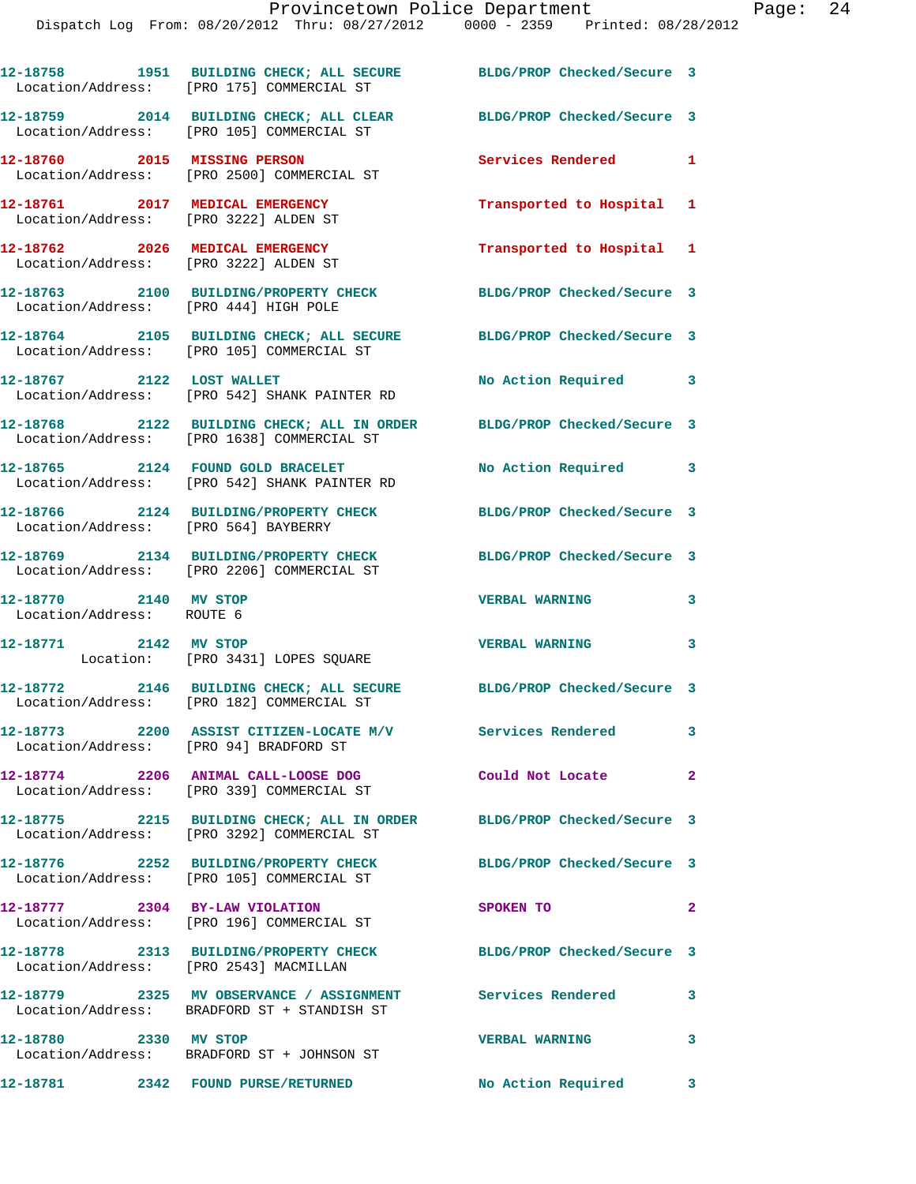12-18758 1951 BUILDING CHECK; ALL SECURE BLDG/PROP Checked/Secure 3
Location/Address: [PRO 175] COMMERCIAL ST

12-18759 2014 BUILDING CHECK; ALL CLEAR BLDG/PROP Checked/Secure 3
Location/Address: [PRO 105] COMMERCIAL ST

12-18760 2015 MISSING PERSON Services Rendered 1
Location/Address: [PRO 2500] COMMERCIAL ST

12-18761 2017 MEDICAL EMERGENCY Transported to Hospital 1
Location/Address: [PRO 3222] ALDEN ST

12-18762 2026 MEDICAL EMERGENCY Transported to Hospital 1
Location/Address: [PRO 3222] ALDEN ST

12-18763 2100 BUILDING/PROPERTY CHECK BLDG/PROP Checked/Secure 3
Location/Address: [PRO 444] HIGH POLE

12-18764 2105 BUILDING CHECK; ALL SECURE BLDG/PROP Checked/Secure 3
Location/Address: [PRO 105] COMMERCIAL ST

12-18767 2122 LOST WALLET No Action Required 3
Location/Address: [PRO 542] SHANK PAINTER RD

12-18768 2122 BUILDING CHECK; ALL IN ORDER BLDG/PROP Checked/Secure 3
Location/Address: [PRO 1638] COMMERCIAL ST

12-18765 2124 FOUND GOLD BRACELET No Action Required 3
Location/Address: [PRO 542] SHANK PAINTER RD

12-18766 2124 BUILDING/PROPERTY CHECK BLDG/PROP Checked/Secure 3
Location/Address: [PRO 564] BAYBERRY

12-18769 2134 BUILDING/PROPERTY CHECK BLDG/PROP Checked/Secure 3
Location/Address: [PRO 2206] COMMERCIAL ST

12-18770 2140 MV STOP VERBAL WARNING 3
Location/Address: ROUTE 6

12-18771 2142 MV STOP VERBAL WARNING 3
Location: [PRO 3431] LOPES SQUARE

12-18772 2146 BUILDING CHECK; ALL SECURE BLDG/PROP Checked/Secure 3
Location/Address: [PRO 182] COMMERCIAL ST

12-18773 2200 ASSIST CITIZEN-LOCATE M/V Services Rendered 3
Location/Address: [PRO 94] BRADFORD ST

12-18774 2206 ANIMAL CALL-LOOSE DOG Could Not Locate 2
Location/Address: [PRO 339] COMMERCIAL ST

12-18775 2215 BUILDING CHECK; ALL IN ORDER BLDG/PROP Checked/Secure 3
Location/Address: [PRO 3292] COMMERCIAL ST

12-18776 2252 BUILDING/PROPERTY CHECK BLDG/PROP Checked/Secure 3
Location/Address: [PRO 105] COMMERCIAL ST

12-18777 2304 BY-LAW VIOLATION SPOKEN TO 2
Location/Address: [PRO 196] COMMERCIAL ST

12-18778 2313 BUILDING/PROPERTY CHECK BLDG/PROP Checked/Secure 3
Location/Address: [PRO 2543] MACMILLAN

12-18779 2325 MV OBSERVANCE / ASSIGNMENT Services Rendered 3
Location/Address: BRADFORD ST + STANDISH ST

12-18780 2330 MV STOP VERBAL WARNING 3
Location/Address: BRADFORD ST + JOHNSON ST

12-18781 2342 FOUND PURSE/RETURNED No Action Required 3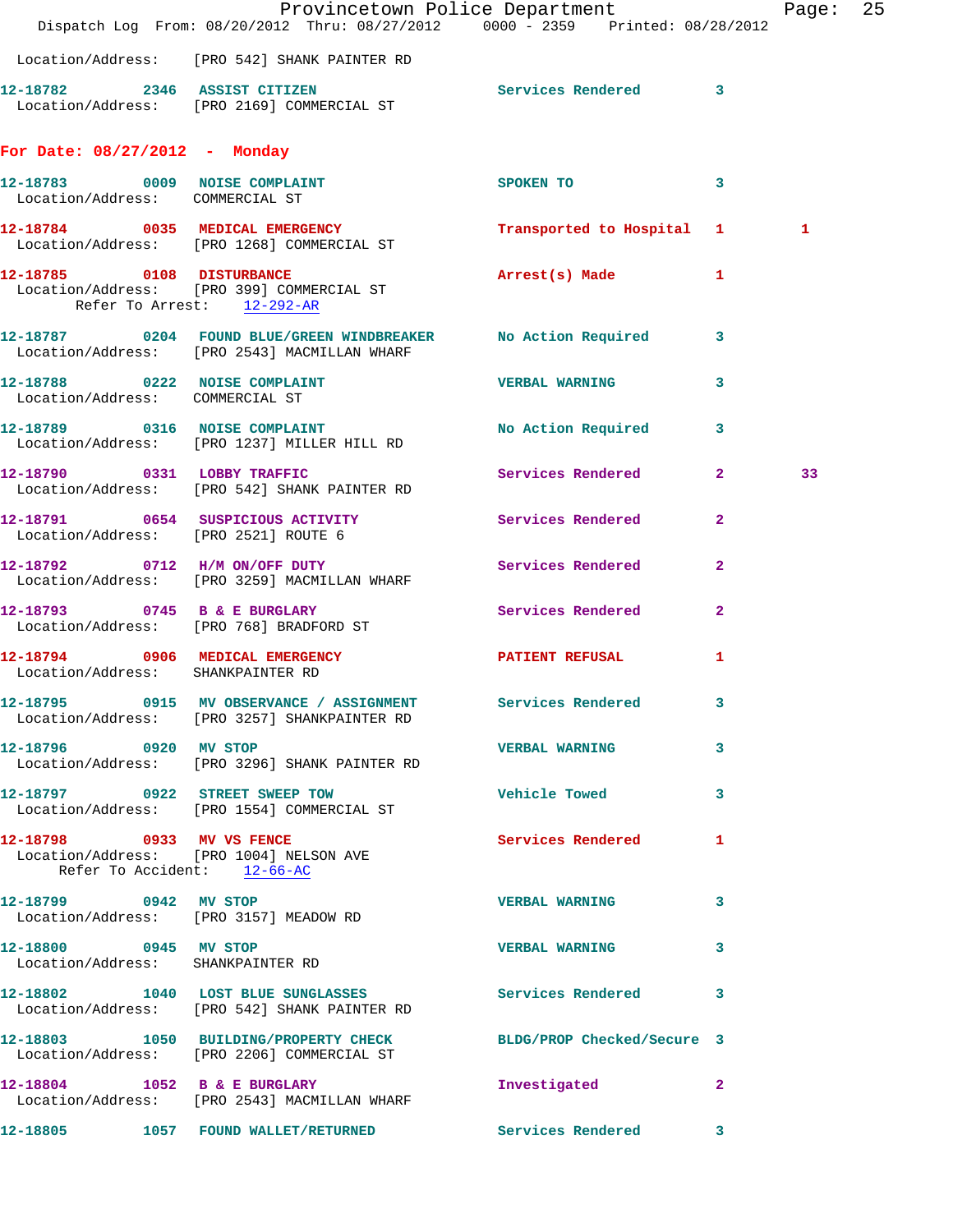Location/Address: [PRO 542] SHANK PAINTER RD

**12-18782** 2346 **ASSIST CITIZEN** Services Rendered 3
Location/Address: [PRO 2169] COMMERCIAL ST

## For Date: 08/27/2012 - Monday

**12-18783** 0009 **NOISE COMPLAINT** SPOKEN TO 3
Location/Address: COMMERCIAL ST

**12-18784** 0035 **MEDICAL EMERGENCY** Transported to Hospital 1 1
Location/Address: [PRO 1268] COMMERCIAL ST

**12-18785** 0108 **DISTURBANCE** Arrest(s) Made 1
Location/Address: [PRO 399] COMMERCIAL ST
Refer To Arrest: 12-292-AR

**12-18787** 0204 **FOUND BLUE/GREEN WINDBREAKER** No Action Required 3
Location/Address: [PRO 2543] MACMILLAN WHARF

**12-18788** 0222 **NOISE COMPLAINT** VERBAL WARNING 3
Location/Address: COMMERCIAL ST

**12-18789** 0316 **NOISE COMPLAINT** No Action Required 3
Location/Address: [PRO 1237] MILLER HILL RD

**12-18790** 0331 **LOBBY TRAFFIC** Services Rendered 2 33
Location/Address: [PRO 542] SHANK PAINTER RD

**12-18791** 0654 **SUSPICIOUS ACTIVITY** Services Rendered 2
Location/Address: [PRO 2521] ROUTE 6

**12-18792** 0712 **H/M ON/OFF DUTY** Services Rendered 2
Location/Address: [PRO 3259] MACMILLAN WHARF

**12-18793** 0745 **B & E BURGLARY** Services Rendered 2
Location/Address: [PRO 768] BRADFORD ST

**12-18794** 0906 **MEDICAL EMERGENCY** PATIENT REFUSAL 1
Location/Address: SHANKPAINTER RD

**12-18795** 0915 **MV OBSERVANCE / ASSIGNMENT** Services Rendered 3
Location/Address: [PRO 3257] SHANKPAINTER RD

**12-18796** 0920 **MV STOP** VERBAL WARNING 3
Location/Address: [PRO 3296] SHANK PAINTER RD

**12-18797** 0922 **STREET SWEEP TOW** Vehicle Towed 3
Location/Address: [PRO 1554] COMMERCIAL ST

**12-18798** 0933 **MV VS FENCE** Services Rendered 1
Location/Address: [PRO 1004] NELSON AVE
Refer To Accident: 12-66-AC

**12-18799** 0942 **MV STOP** VERBAL WARNING 3
Location/Address: [PRO 3157] MEADOW RD

**12-18800** 0945 **MV STOP** VERBAL WARNING 3
Location/Address: SHANKPAINTER RD

**12-18802** 1040 **LOST BLUE SUNGLASSES** Services Rendered 3
Location/Address: [PRO 542] SHANK PAINTER RD

**12-18803** 1050 **BUILDING/PROPERTY CHECK** BLDG/PROP Checked/Secure 3
Location/Address: [PRO 2206] COMMERCIAL ST

**12-18804** 1052 **B & E BURGLARY** Investigated 2
Location/Address: [PRO 2543] MACMILLAN WHARF

**12-18805** 1057 **FOUND WALLET/RETURNED** Services Rendered 3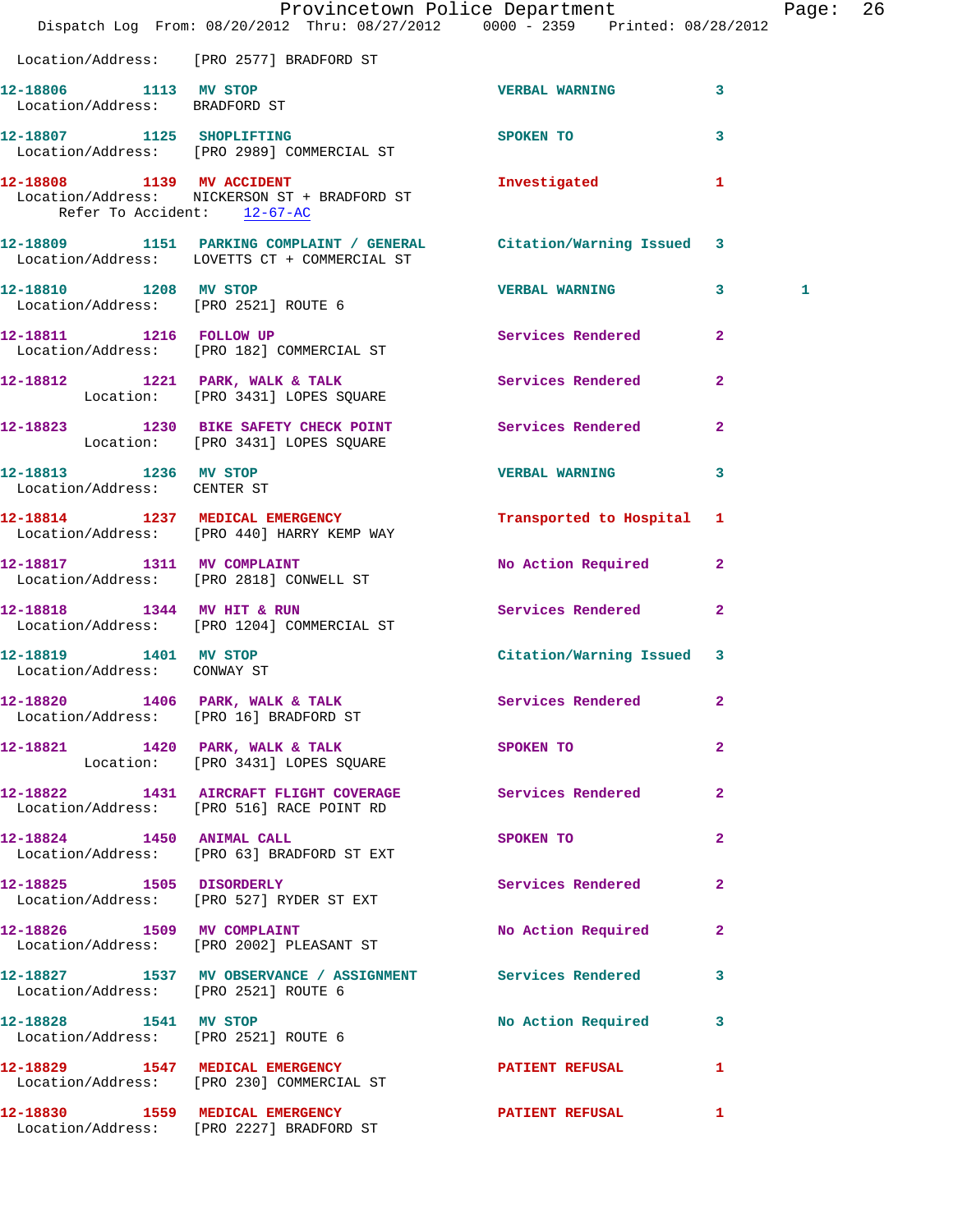Location/Address: [PRO 2577] BRADFORD ST

**12-18806** 1113 **MV STOP** VERBAL WARNING 3
Location/Address: BRADFORD ST

**12-18807** 1125 **SHOPLIFTING** SPOKEN TO 3
Location/Address: [PRO 2989] COMMERCIAL ST

**12-18808** 1139 **MV ACCIDENT** Investigated 1
Location/Address: NICKERSON ST + BRADFORD ST
Refer To Accident: 12-67-AC

**12-18809** 1151 **PARKING COMPLAINT / GENERAL** Citation/Warning Issued 3
Location/Address: LOVETTS CT + COMMERCIAL ST

**12-18810** 1208 **MV STOP** VERBAL WARNING 3 1
Location/Address: [PRO 2521] ROUTE 6

**12-18811** 1216 **FOLLOW UP** Services Rendered 2
Location/Address: [PRO 182] COMMERCIAL ST

**12-18812** 1221 **PARK, WALK & TALK** Services Rendered 2
Location: [PRO 3431] LOPES SQUARE

**12-18823** 1230 **BIKE SAFETY CHECK POINT** Services Rendered 2
Location: [PRO 3431] LOPES SQUARE

**12-18813** 1236 **MV STOP** VERBAL WARNING 3
Location/Address: CENTER ST

**12-18814** 1237 **MEDICAL EMERGENCY** Transported to Hospital 1
Location/Address: [PRO 440] HARRY KEMP WAY

**12-18817** 1311 **MV COMPLAINT** No Action Required 2
Location/Address: [PRO 2818] CONWELL ST

**12-18818** 1344 **MV HIT & RUN** Services Rendered 2
Location/Address: [PRO 1204] COMMERCIAL ST

**12-18819** 1401 **MV STOP** Citation/Warning Issued 3
Location/Address: CONWAY ST

**12-18820** 1406 **PARK, WALK & TALK** Services Rendered 2
Location/Address: [PRO 16] BRADFORD ST

**12-18821** 1420 **PARK, WALK & TALK** SPOKEN TO 2
Location: [PRO 3431] LOPES SQUARE

**12-18822** 1431 **AIRCRAFT FLIGHT COVERAGE** Services Rendered 2
Location/Address: [PRO 516] RACE POINT RD

**12-18824** 1450 **ANIMAL CALL** SPOKEN TO 2
Location/Address: [PRO 63] BRADFORD ST EXT

**12-18825** 1505 **DISORDERLY** Services Rendered 2
Location/Address: [PRO 527] RYDER ST EXT

**12-18826** 1509 **MV COMPLAINT** No Action Required 2
Location/Address: [PRO 2002] PLEASANT ST

**12-18827** 1537 **MV OBSERVANCE / ASSIGNMENT** Services Rendered 3
Location/Address: [PRO 2521] ROUTE 6

**12-18828** 1541 **MV STOP** No Action Required 3
Location/Address: [PRO 2521] ROUTE 6

**12-18829** 1547 **MEDICAL EMERGENCY** PATIENT REFUSAL 1
Location/Address: [PRO 230] COMMERCIAL ST

**12-18830** 1559 **MEDICAL EMERGENCY** PATIENT REFUSAL 1
Location/Address: [PRO 2227] BRADFORD ST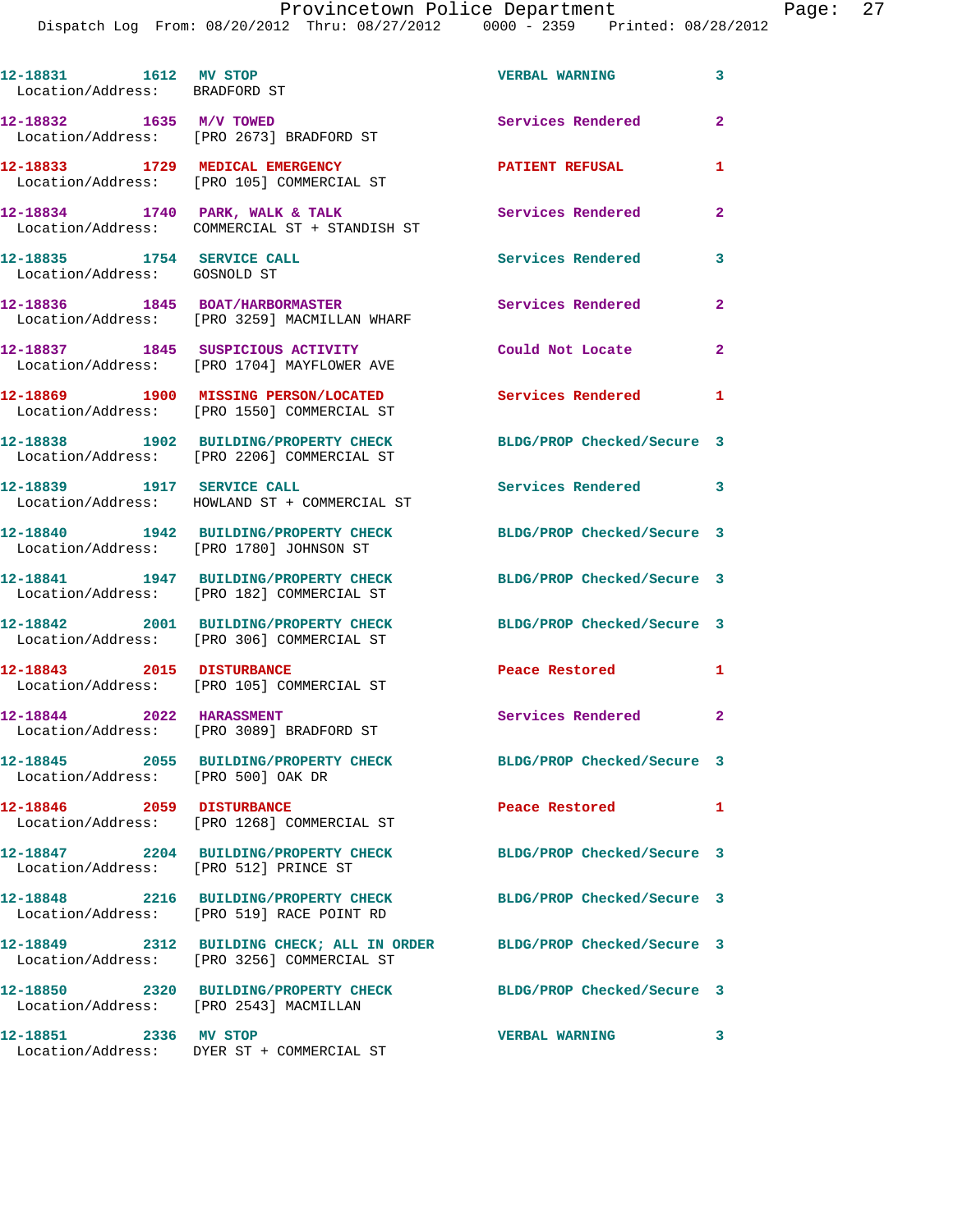12-18831 1612 MV STOP VERBAL WARNING 3
Location/Address: BRADFORD ST

12-18832 1635 M/V TOWED Services Rendered 2
Location/Address: [PRO 2673] BRADFORD ST

12-18833 1729 MEDICAL EMERGENCY PATIENT REFUSAL 1
Location/Address: [PRO 105] COMMERCIAL ST

12-18834 1740 PARK, WALK & TALK Services Rendered 2
Location/Address: COMMERCIAL ST + STANDISH ST

12-18835 1754 SERVICE CALL Services Rendered 3
Location/Address: GOSNOLD ST

12-18836 1845 BOAT/HARBORMASTER Services Rendered 2
Location/Address: [PRO 3259] MACMILLAN WHARF

12-18837 1845 SUSPICIOUS ACTIVITY Could Not Locate 2
Location/Address: [PRO 1704] MAYFLOWER AVE

12-18869 1900 MISSING PERSON/LOCATED Services Rendered 1
Location/Address: [PRO 1550] COMMERCIAL ST

12-18838 1902 BUILDING/PROPERTY CHECK BLDG/PROP Checked/Secure 3
Location/Address: [PRO 2206] COMMERCIAL ST

12-18839 1917 SERVICE CALL Services Rendered 3
Location/Address: HOWLAND ST + COMMERCIAL ST

12-18840 1942 BUILDING/PROPERTY CHECK BLDG/PROP Checked/Secure 3
Location/Address: [PRO 1780] JOHNSON ST

12-18841 1947 BUILDING/PROPERTY CHECK BLDG/PROP Checked/Secure 3
Location/Address: [PRO 182] COMMERCIAL ST

12-18842 2001 BUILDING/PROPERTY CHECK BLDG/PROP Checked/Secure 3
Location/Address: [PRO 306] COMMERCIAL ST

12-18843 2015 DISTURBANCE Peace Restored 1
Location/Address: [PRO 105] COMMERCIAL ST

12-18844 2022 HARASSMENT Services Rendered 2
Location/Address: [PRO 3089] BRADFORD ST

12-18845 2055 BUILDING/PROPERTY CHECK BLDG/PROP Checked/Secure 3
Location/Address: [PRO 500] OAK DR

12-18846 2059 DISTURBANCE Peace Restored 1
Location/Address: [PRO 1268] COMMERCIAL ST

12-18847 2204 BUILDING/PROPERTY CHECK BLDG/PROP Checked/Secure 3
Location/Address: [PRO 512] PRINCE ST

12-18848 2216 BUILDING/PROPERTY CHECK BLDG/PROP Checked/Secure 3
Location/Address: [PRO 519] RACE POINT RD

12-18849 2312 BUILDING CHECK; ALL IN ORDER BLDG/PROP Checked/Secure 3
Location/Address: [PRO 3256] COMMERCIAL ST

12-18850 2320 BUILDING/PROPERTY CHECK BLDG/PROP Checked/Secure 3
Location/Address: [PRO 2543] MACMILLAN

12-18851 2336 MV STOP VERBAL WARNING 3
Location/Address: DYER ST + COMMERCIAL ST